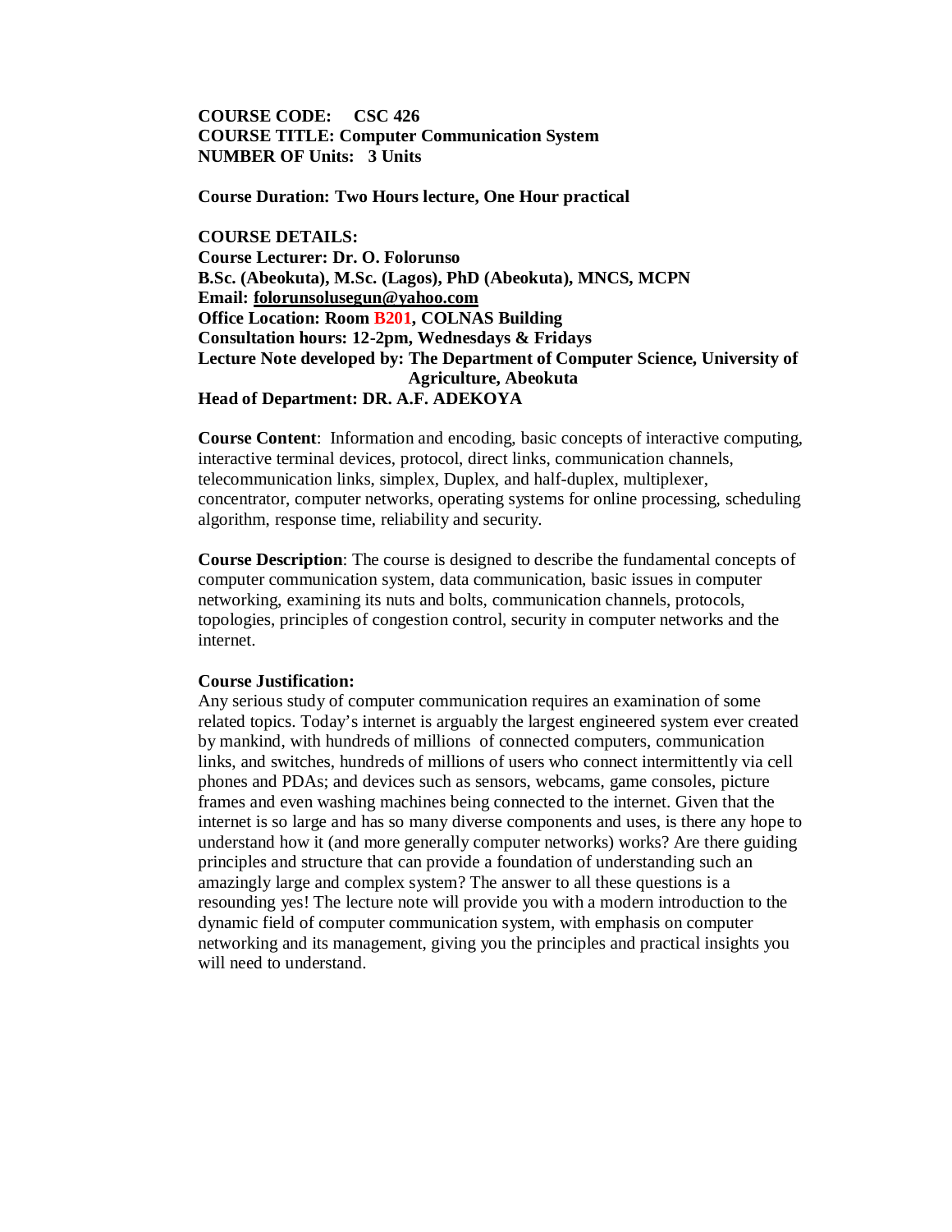**COURSE CODE: CSC 426**
**COURSE TITLE: Computer Communication System**
**NUMBER OF Units: 3 Units**

**Course Duration: Two Hours lecture, One Hour practical**

**COURSE DETAILS:**
**Course Lecturer: Dr. O. Folorunso**
**B.Sc. (Abeokuta), M.Sc. (Lagos), PhD (Abeokuta), MNCS, MCPN**
**Email: folorunsolusegun@yahoo.com**
**Office Location: Room B201, COLNAS Building**
**Consultation hours: 12-2pm, Wednesdays & Fridays**
**Lecture Note developed by: The Department of Computer Science, University of Agriculture, Abeokuta**
**Head of Department: DR. A.F. ADEKOYA**

**Course Content**: Information and encoding, basic concepts of interactive computing, interactive terminal devices, protocol, direct links, communication channels, telecommunication links, simplex, Duplex, and half-duplex, multiplexer, concentrator, computer networks, operating systems for online processing, scheduling algorithm, response time, reliability and security.

**Course Description**: The course is designed to describe the fundamental concepts of computer communication system, data communication, basic issues in computer networking, examining its nuts and bolts, communication channels, protocols, topologies, principles of congestion control, security in computer networks and the internet.

**Course Justification:**
Any serious study of computer communication requires an examination of some related topics. Today's internet is arguably the largest engineered system ever created by mankind, with hundreds of millions of connected computers, communication links, and switches, hundreds of millions of users who connect intermittently via cell phones and PDAs; and devices such as sensors, webcams, game consoles, picture frames and even washing machines being connected to the internet. Given that the internet is so large and has so many diverse components and uses, is there any hope to understand how it (and more generally computer networks) works? Are there guiding principles and structure that can provide a foundation of understanding such an amazingly large and complex system? The answer to all these questions is a resounding yes! The lecture note will provide you with a modern introduction to the dynamic field of computer communication system, with emphasis on computer networking and its management, giving you the principles and practical insights you will need to understand.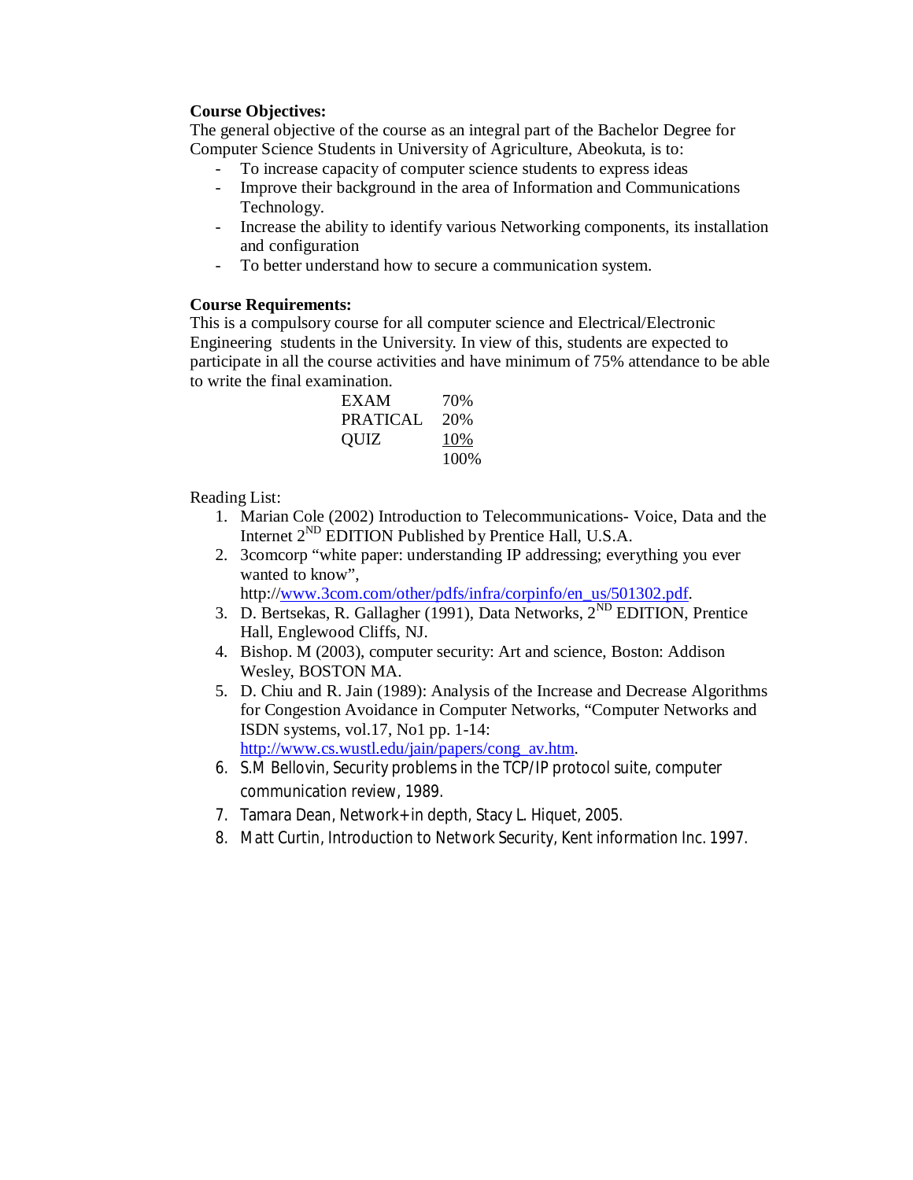**Course Objectives:**

The general objective of the course as an integral part of the Bachelor Degree for Computer Science Students in University of Agriculture, Abeokuta, is to:

- To increase capacity of computer science students to express ideas
- Improve their background in the area of Information and Communications Technology.
- Increase the ability to identify various Networking components, its installation and configuration
- To better understand how to secure a communication system.

**Course Requirements:**

This is a compulsory course for all computer science and Electrical/Electronic Engineering students in the University. In view of this, students are expected to participate in all the course activities and have minimum of 75% attendance to be able to write the final examination.

| | |
|---|---|
| EXAM | 70% |
| PRATICAL | 20% |
| QUIZ | 10% |
| | 100% |

Reading List:

1. Marian Cole (2002) Introduction to Telecommunications- Voice, Data and the Internet 2ND EDITION Published by Prentice Hall, U.S.A.
2. 3comcorp "white paper: understanding IP addressing; everything you ever wanted to know", http://www.3com.com/other/pdfs/infra/corpinfo/en_us/501302.pdf.
3. D. Bertsekas, R. Gallagher (1991), Data Networks, 2ND EDITION, Prentice Hall, Englewood Cliffs, NJ.
4. Bishop. M (2003), computer security: Art and science, Boston: Addison Wesley, BOSTON MA.
5. D. Chiu and R. Jain (1989): Analysis of the Increase and Decrease Algorithms for Congestion Avoidance in Computer Networks, "Computer Networks and ISDN systems, vol.17, No1 pp. 1-14: http://www.cs.wustl.edu/jain/papers/cong_av.htm.
6. S.M Bellovin, Security problems in the TCP/IP protocol suite, computer communication review, 1989.
7. Tamara Dean, Network+ in depth, Stacy L. Hiquet, 2005.
8. Matt Curtin, Introduction to Network Security, Kent information Inc. 1997.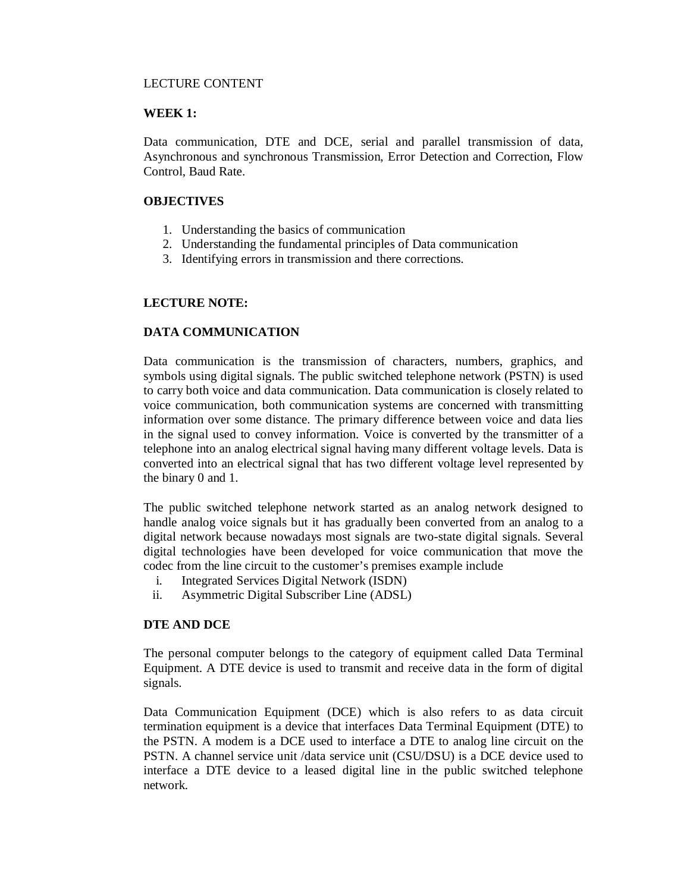LECTURE CONTENT

**WEEK 1:**

Data communication, DTE and DCE, serial and parallel transmission of data, Asynchronous and synchronous Transmission, Error Detection and Correction, Flow Control, Baud Rate.

**OBJECTIVES**

1. Understanding the basics of communication
2. Understanding the fundamental principles of Data communication
3. Identifying errors in transmission and there corrections.

**LECTURE NOTE:**

**DATA COMMUNICATION**

Data communication is the transmission of characters, numbers, graphics, and symbols using digital signals. The public switched telephone network (PSTN) is used to carry both voice and data communication. Data communication is closely related to voice communication, both communication systems are concerned with transmitting information over some distance. The primary difference between voice and data lies in the signal used to convey information. Voice is converted by the transmitter of a telephone into an analog electrical signal having many different voltage levels. Data is converted into an electrical signal that has two different voltage level represented by the binary 0 and 1.

The public switched telephone network started as an analog network designed to handle analog voice signals but it has gradually been converted from an analog to a digital network because nowadays most signals are two-state digital signals. Several digital technologies have been developed for voice communication that move the codec from the line circuit to the customer's premises example include

i. Integrated Services Digital Network (ISDN)
ii. Asymmetric Digital Subscriber Line (ADSL)

**DTE AND DCE**

The personal computer belongs to the category of equipment called Data Terminal Equipment. A DTE device is used to transmit and receive data in the form of digital signals.

Data Communication Equipment (DCE) which is also refers to as data circuit termination equipment is a device that interfaces Data Terminal Equipment (DTE) to the PSTN. A modem is a DCE used to interface a DTE to analog line circuit on the PSTN. A channel service unit /data service unit (CSU/DSU) is a DCE device used to interface a DTE device to a leased digital line in the public switched telephone network.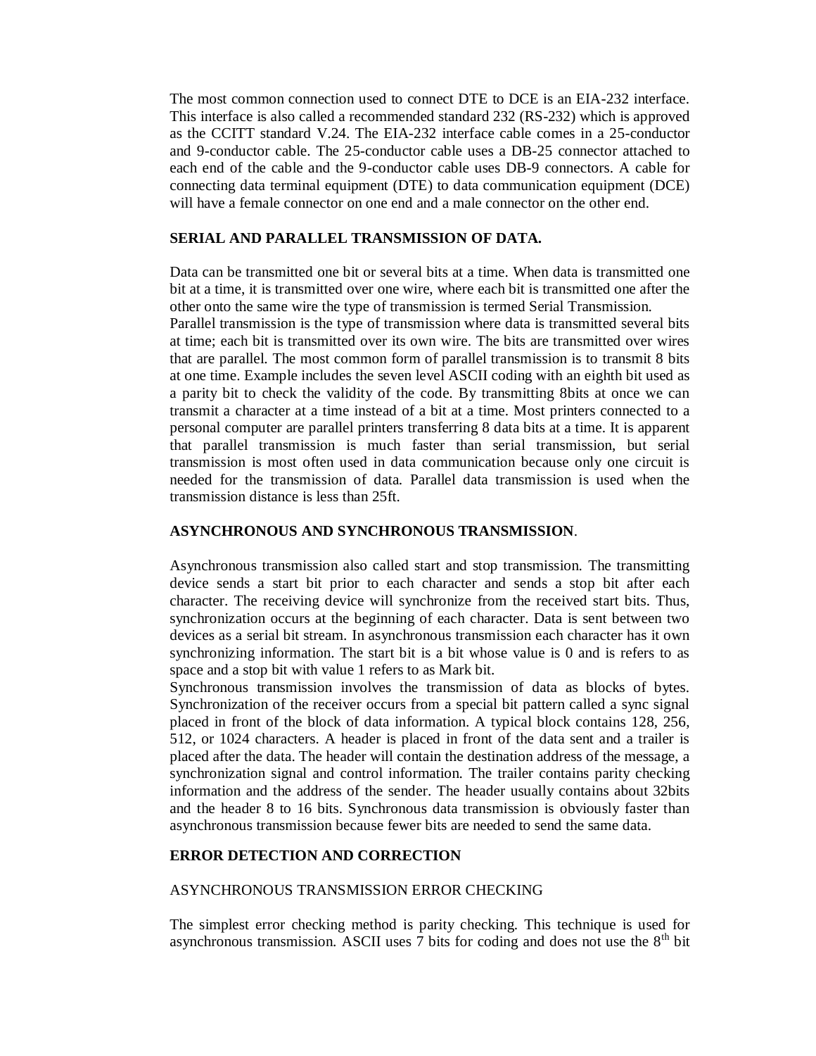The most common connection used to connect DTE to DCE is an EIA-232 interface. This interface is also called a recommended standard 232 (RS-232) which is approved as the CCITT standard V.24. The EIA-232 interface cable comes in a 25-conductor and 9-conductor cable. The 25-conductor cable uses a DB-25 connector attached to each end of the cable and the 9-conductor cable uses DB-9 connectors. A cable for connecting data terminal equipment (DTE) to data communication equipment (DCE) will have a female connector on one end and a male connector on the other end.

**SERIAL AND PARALLEL TRANSMISSION OF DATA.**

Data can be transmitted one bit or several bits at a time. When data is transmitted one bit at a time, it is transmitted over one wire, where each bit is transmitted one after the other onto the same wire the type of transmission is termed Serial Transmission.
Parallel transmission is the type of transmission where data is transmitted several bits at time; each bit is transmitted over its own wire. The bits are transmitted over wires that are parallel. The most common form of parallel transmission is to transmit 8 bits at one time. Example includes the seven level ASCII coding with an eighth bit used as a parity bit to check the validity of the code. By transmitting 8bits at once we can transmit a character at a time instead of a bit at a time. Most printers connected to a personal computer are parallel printers transferring 8 data bits at a time. It is apparent that parallel transmission is much faster than serial transmission, but serial transmission is most often used in data communication because only one circuit is needed for the transmission of data. Parallel data transmission is used when the transmission distance is less than 25ft.

**ASYNCHRONOUS AND SYNCHRONOUS TRANSMISSION**.

Asynchronous transmission also called start and stop transmission. The transmitting device sends a start bit prior to each character and sends a stop bit after each character. The receiving device will synchronize from the received start bits. Thus, synchronization occurs at the beginning of each character. Data is sent between two devices as a serial bit stream. In asynchronous transmission each character has it own synchronizing information. The start bit is a bit whose value is 0 and is refers to as space and a stop bit with value 1 refers to as Mark bit.
Synchronous transmission involves the transmission of data as blocks of bytes. Synchronization of the receiver occurs from a special bit pattern called a sync signal placed in front of the block of data information. A typical block contains 128, 256, 512, or 1024 characters. A header is placed in front of the data sent and a trailer is placed after the data. The header will contain the destination address of the message, a synchronization signal and control information. The trailer contains parity checking information and the address of the sender. The header usually contains about 32bits and the header 8 to 16 bits. Synchronous data transmission is obviously faster than asynchronous transmission because fewer bits are needed to send the same data.

**ERROR DETECTION AND CORRECTION**

ASYNCHRONOUS TRANSMISSION ERROR CHECKING

The simplest error checking method is parity checking. This technique is used for asynchronous transmission. ASCII uses 7 bits for coding and does not use the 8$^{th}$ bit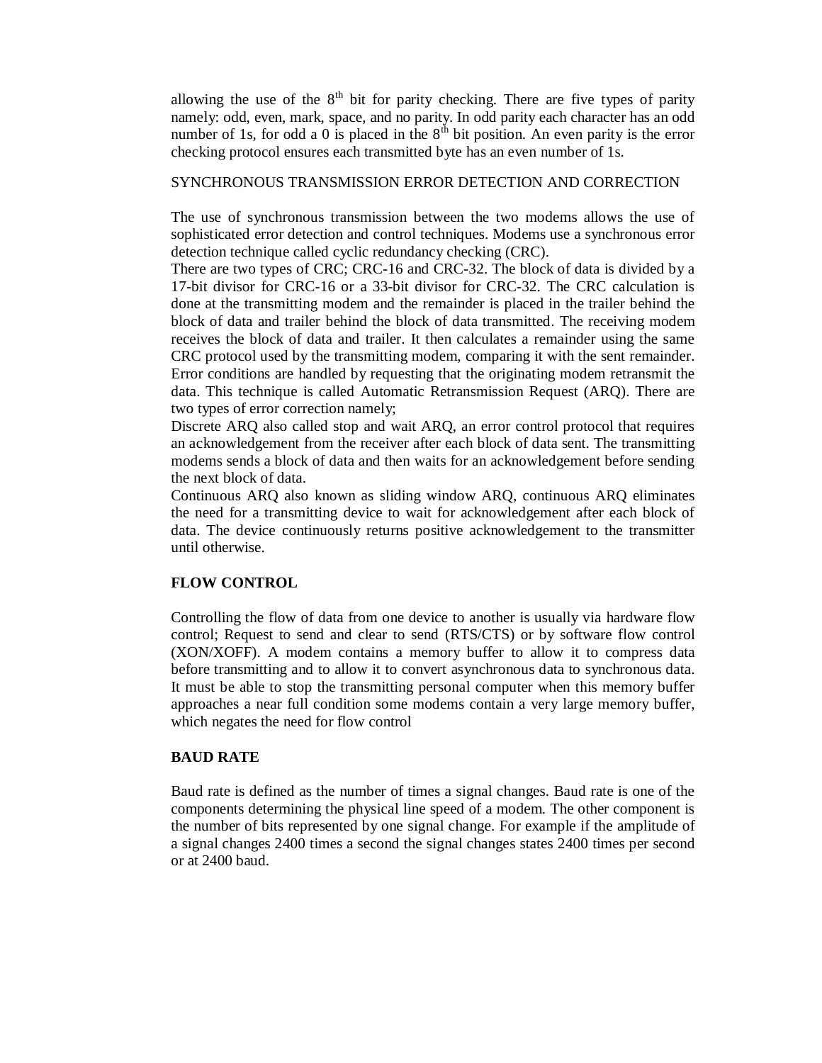allowing the use of the 8th bit for parity checking. There are five types of parity namely: odd, even, mark, space, and no parity. In odd parity each character has an odd number of 1s, for odd a 0 is placed in the 8th bit position. An even parity is the error checking protocol ensures each transmitted byte has an even number of 1s.

SYNCHRONOUS TRANSMISSION ERROR DETECTION AND CORRECTION

The use of synchronous transmission between the two modems allows the use of sophisticated error detection and control techniques. Modems use a synchronous error detection technique called cyclic redundancy checking (CRC).
There are two types of CRC; CRC-16 and CRC-32. The block of data is divided by a 17-bit divisor for CRC-16 or a 33-bit divisor for CRC-32. The CRC calculation is done at the transmitting modem and the remainder is placed in the trailer behind the block of data and trailer behind the block of data transmitted. The receiving modem receives the block of data and trailer. It then calculates a remainder using the same CRC protocol used by the transmitting modem, comparing it with the sent remainder. Error conditions are handled by requesting that the originating modem retransmit the data. This technique is called Automatic Retransmission Request (ARQ). There are two types of error correction namely;
Discrete ARQ also called stop and wait ARQ, an error control protocol that requires an acknowledgement from the receiver after each block of data sent. The transmitting modems sends a block of data and then waits for an acknowledgement before sending the next block of data.
Continuous ARQ also known as sliding window ARQ, continuous ARQ eliminates the need for a transmitting device to wait for acknowledgement after each block of data. The device continuously returns positive acknowledgement to the transmitter until otherwise.

**FLOW CONTROL**

Controlling the flow of data from one device to another is usually via hardware flow control; Request to send and clear to send (RTS/CTS) or by software flow control (XON/XOFF). A modem contains a memory buffer to allow it to compress data before transmitting and to allow it to convert asynchronous data to synchronous data. It must be able to stop the transmitting personal computer when this memory buffer approaches a near full condition some modems contain a very large memory buffer, which negates the need for flow control

**BAUD RATE**

Baud rate is defined as the number of times a signal changes. Baud rate is one of the components determining the physical line speed of a modem. The other component is the number of bits represented by one signal change. For example if the amplitude of a signal changes 2400 times a second the signal changes states 2400 times per second or at 2400 baud.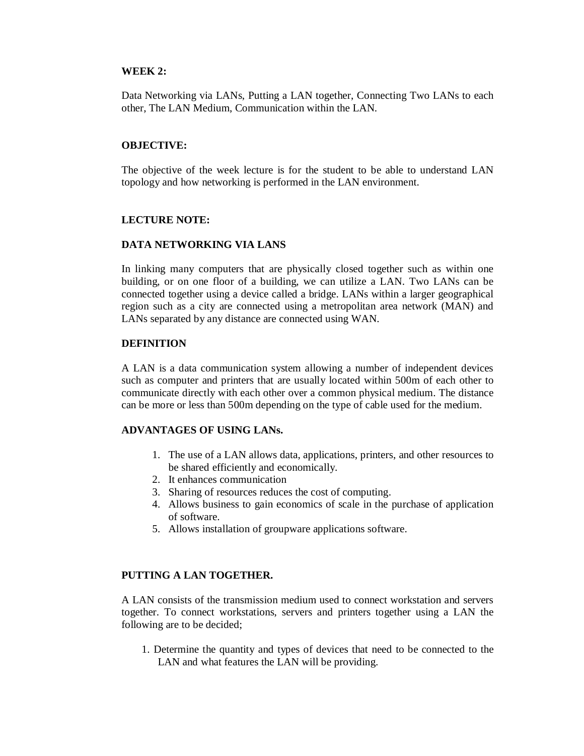**WEEK 2:**

Data Networking via LANs, Putting a LAN together, Connecting Two LANs to each other, The LAN Medium, Communication within the LAN.

**OBJECTIVE:**

The objective of the week lecture is for the student to be able to understand LAN topology and how networking is performed in the LAN environment.

**LECTURE NOTE:**

**DATA NETWORKING VIA LANS**

In linking many computers that are physically closed together such as within one building, or on one floor of a building, we can utilize a LAN. Two LANs can be connected together using a device called a bridge. LANs within a larger geographical region such as a city are connected using a metropolitan area network (MAN) and LANs separated by any distance are connected using WAN.

**DEFINITION**

A LAN is a data communication system allowing a number of independent devices such as computer and printers that are usually located within 500m of each other to communicate directly with each other over a common physical medium. The distance can be more or less than 500m depending on the type of cable used for the medium.

**ADVANTAGES OF USING LANs.**

1. The use of a LAN allows data, applications, printers, and other resources to be shared efficiently and economically.
2. It enhances communication
3. Sharing of resources reduces the cost of computing.
4. Allows business to gain economics of scale in the purchase of application of software.
5. Allows installation of groupware applications software.

**PUTTING A LAN TOGETHER.**

A LAN consists of the transmission medium used to connect workstation and servers together. To connect workstations, servers and printers together using a LAN the following are to be decided;

1. Determine the quantity and types of devices that need to be connected to the LAN and what features the LAN will be providing.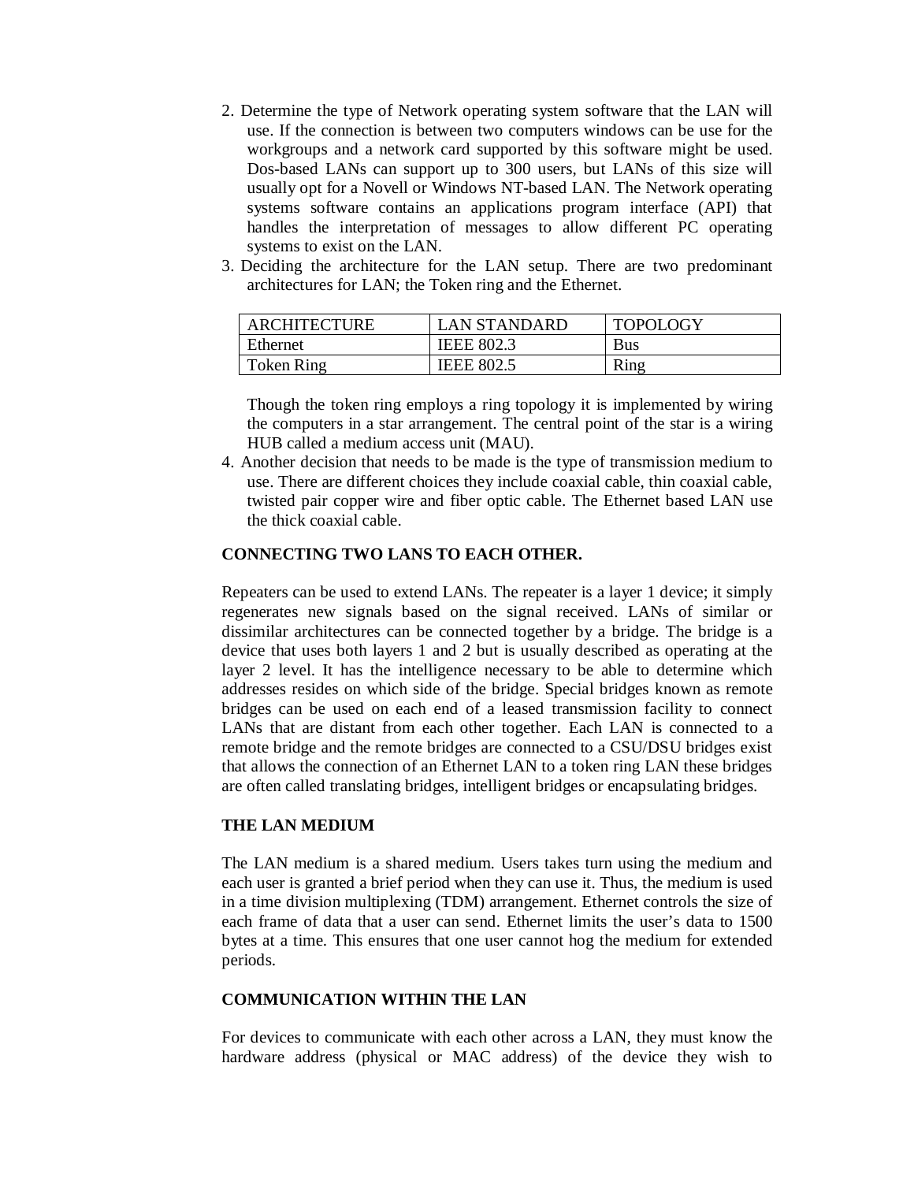2. Determine the type of Network operating system software that the LAN will use. If the connection is between two computers windows can be use for the workgroups and a network card supported by this software might be used. Dos-based LANs can support up to 300 users, but LANs of this size will usually opt for a Novell or Windows NT-based LAN. The Network operating systems software contains an applications program interface (API) that handles the interpretation of messages to allow different PC operating systems to exist on the LAN.
3. Deciding the architecture for the LAN setup. There are two predominant architectures for LAN; the Token ring and the Ethernet.

   | ARCHITECTURE | LAN STANDARD | TOPOLOGY |
   | --- | --- | --- |
   | Ethernet | IEEE 802.3 | Bus |
   | Token Ring | IEEE 802.5 | Ring |

   Though the token ring employs a ring topology it is implemented by wiring the computers in a star arrangement. The central point of the star is a wiring HUB called a medium access unit (MAU).
4. Another decision that needs to be made is the type of transmission medium to use. There are different choices they include coaxial cable, thin coaxial cable, twisted pair copper wire and fiber optic cable. The Ethernet based LAN use the thick coaxial cable.

**CONNECTING TWO LANS TO EACH OTHER.**

Repeaters can be used to extend LANs. The repeater is a layer 1 device; it simply regenerates new signals based on the signal received. LANs of similar or dissimilar architectures can be connected together by a bridge. The bridge is a device that uses both layers 1 and 2 but is usually described as operating at the layer 2 level. It has the intelligence necessary to be able to determine which addresses resides on which side of the bridge. Special bridges known as remote bridges can be used on each end of a leased transmission facility to connect LANs that are distant from each other together. Each LAN is connected to a remote bridge and the remote bridges are connected to a CSU/DSU bridges exist that allows the connection of an Ethernet LAN to a token ring LAN these bridges are often called translating bridges, intelligent bridges or encapsulating bridges.

**THE LAN MEDIUM**

The LAN medium is a shared medium. Users takes turn using the medium and each user is granted a brief period when they can use it. Thus, the medium is used in a time division multiplexing (TDM) arrangement. Ethernet controls the size of each frame of data that a user can send. Ethernet limits the user's data to 1500 bytes at a time. This ensures that one user cannot hog the medium for extended periods.

**COMMUNICATION WITHIN THE LAN**

For devices to communicate with each other across a LAN, they must know the hardware address (physical or MAC address) of the device they wish to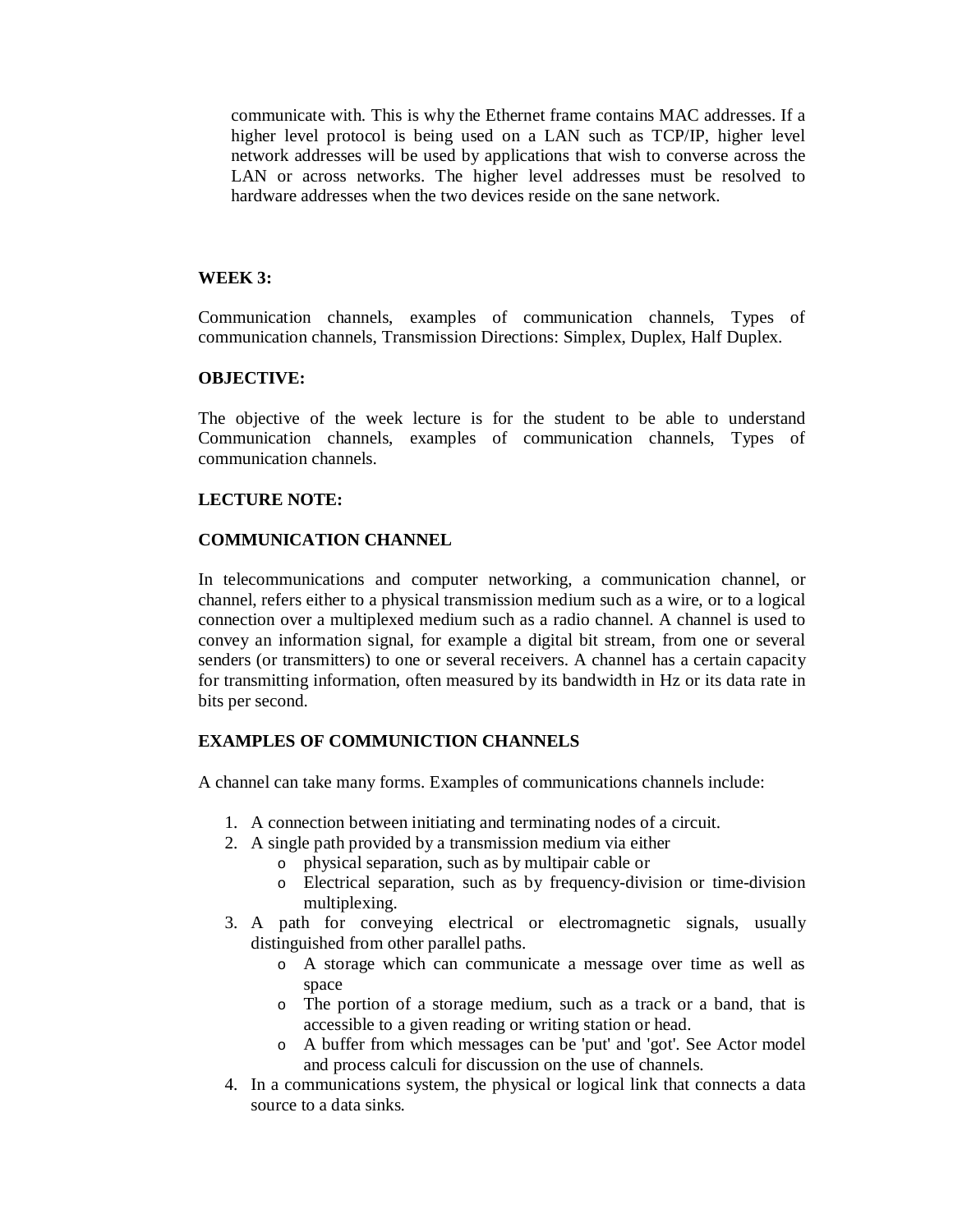communicate with. This is why the Ethernet frame contains MAC addresses. If a higher level protocol is being used on a LAN such as TCP/IP, higher level network addresses will be used by applications that wish to converse across the LAN or across networks. The higher level addresses must be resolved to hardware addresses when the two devices reside on the sane network.

**WEEK 3:**

Communication channels, examples of communication channels, Types of communication channels, Transmission Directions: Simplex, Duplex, Half Duplex.

**OBJECTIVE:**

The objective of the week lecture is for the student to be able to understand Communication channels, examples of communication channels, Types of communication channels.

**LECTURE NOTE:**

**COMMUNICATION CHANNEL**

In telecommunications and computer networking, a communication channel, or channel, refers either to a physical transmission medium such as a wire, or to a logical connection over a multiplexed medium such as a radio channel. A channel is used to convey an information signal, for example a digital bit stream, from one or several senders (or transmitters) to one or several receivers. A channel has a certain capacity for transmitting information, often measured by its bandwidth in Hz or its data rate in bits per second.

**EXAMPLES OF COMMUNICTION CHANNELS**

A channel can take many forms. Examples of communications channels include:

1. A connection between initiating and terminating nodes of a circuit.
2. A single path provided by a transmission medium via either
   - physical separation, such as by multipair cable or
   - Electrical separation, such as by frequency-division or time-division multiplexing.
3. A path for conveying electrical or electromagnetic signals, usually distinguished from other parallel paths.
   - A storage which can communicate a message over time as well as space
   - The portion of a storage medium, such as a track or a band, that is accessible to a given reading or writing station or head.
   - A buffer from which messages can be 'put' and 'got'. See Actor model and process calculi for discussion on the use of channels.
4. In a communications system, the physical or logical link that connects a data source to a data sinks.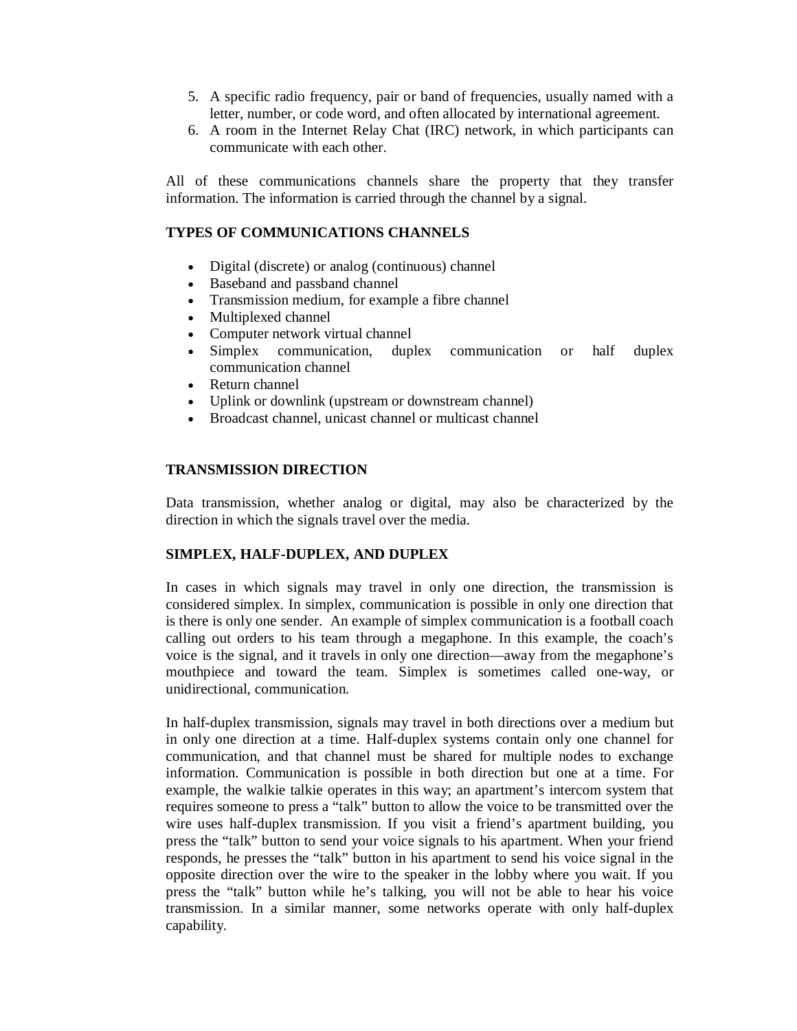5. A specific radio frequency, pair or band of frequencies, usually named with a letter, number, or code word, and often allocated by international agreement.
6. A room in the Internet Relay Chat (IRC) network, in which participants can communicate with each other.

All of these communications channels share the property that they transfer information. The information is carried through the channel by a signal.

**TYPES OF COMMUNICATIONS CHANNELS**

- Digital (discrete) or analog (continuous) channel
- Baseband and passband channel
- Transmission medium, for example a fibre channel
- Multiplexed channel
- Computer network virtual channel
- Simplex communication, duplex communication or half duplex communication channel
- Return channel
- Uplink or downlink (upstream or downstream channel)
- Broadcast channel, unicast channel or multicast channel

**TRANSMISSION DIRECTION**

Data transmission, whether analog or digital, may also be characterized by the direction in which the signals travel over the media.

**SIMPLEX, HALF-DUPLEX, AND DUPLEX**

In cases in which signals may travel in only one direction, the transmission is considered simplex. In simplex, communication is possible in only one direction that is there is only one sender. An example of simplex communication is a football coach calling out orders to his team through a megaphone. In this example, the coach's voice is the signal, and it travels in only one direction—away from the megaphone's mouthpiece and toward the team. Simplex is sometimes called one-way, or unidirectional, communication.

In half-duplex transmission, signals may travel in both directions over a medium but in only one direction at a time. Half-duplex systems contain only one channel for communication, and that channel must be shared for multiple nodes to exchange information. Communication is possible in both direction but one at a time. For example, the walkie talkie operates in this way; an apartment's intercom system that requires someone to press a "talk" button to allow the voice to be transmitted over the wire uses half-duplex transmission. If you visit a friend's apartment building, you press the "talk" button to send your voice signals to his apartment. When your friend responds, he presses the "talk" button in his apartment to send his voice signal in the opposite direction over the wire to the speaker in the lobby where you wait. If you press the "talk" button while he's talking, you will not be able to hear his voice transmission. In a similar manner, some networks operate with only half-duplex capability.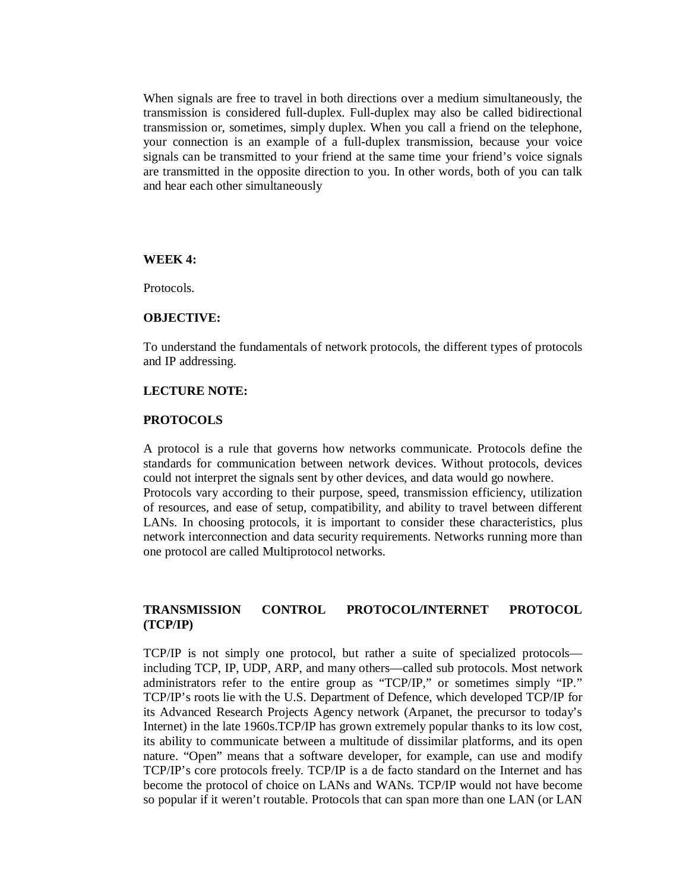When signals are free to travel in both directions over a medium simultaneously, the transmission is considered full-duplex. Full-duplex may also be called bidirectional transmission or, sometimes, simply duplex. When you call a friend on the telephone, your connection is an example of a full-duplex transmission, because your voice signals can be transmitted to your friend at the same time your friend's voice signals are transmitted in the opposite direction to you. In other words, both of you can talk and hear each other simultaneously

**WEEK 4:**

Protocols.

**OBJECTIVE:**

To understand the fundamentals of network protocols, the different types of protocols and IP addressing.

**LECTURE NOTE:**

**PROTOCOLS**

A protocol is a rule that governs how networks communicate. Protocols define the standards for communication between network devices. Without protocols, devices could not interpret the signals sent by other devices, and data would go nowhere.
Protocols vary according to their purpose, speed, transmission efficiency, utilization of resources, and ease of setup, compatibility, and ability to travel between different LANs. In choosing protocols, it is important to consider these characteristics, plus network interconnection and data security requirements. Networks running more than one protocol are called Multiprotocol networks.

**TRANSMISSION CONTROL PROTOCOL/INTERNET PROTOCOL (TCP/IP)**

TCP/IP is not simply one protocol, but rather a suite of specialized protocols—including TCP, IP, UDP, ARP, and many others—called sub protocols. Most network administrators refer to the entire group as "TCP/IP," or sometimes simply "IP." TCP/IP's roots lie with the U.S. Department of Defence, which developed TCP/IP for its Advanced Research Projects Agency network (Arpanet, the precursor to today's Internet) in the late 1960s.TCP/IP has grown extremely popular thanks to its low cost, its ability to communicate between a multitude of dissimilar platforms, and its open nature. "Open" means that a software developer, for example, can use and modify TCP/IP's core protocols freely. TCP/IP is a de facto standard on the Internet and has become the protocol of choice on LANs and WANs. TCP/IP would not have become so popular if it weren't routable. Protocols that can span more than one LAN (or LAN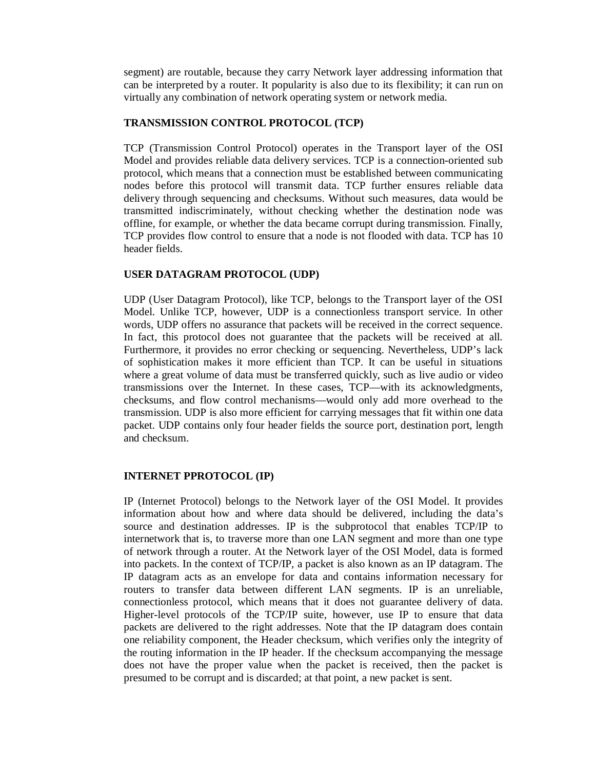segment) are routable, because they carry Network layer addressing information that can be interpreted by a router. It popularity is also due to its flexibility; it can run on virtually any combination of network operating system or network media.

**TRANSMISSION CONTROL PROTOCOL (TCP)**

TCP (Transmission Control Protocol) operates in the Transport layer of the OSI Model and provides reliable data delivery services. TCP is a connection-oriented sub protocol, which means that a connection must be established between communicating nodes before this protocol will transmit data. TCP further ensures reliable data delivery through sequencing and checksums. Without such measures, data would be transmitted indiscriminately, without checking whether the destination node was offline, for example, or whether the data became corrupt during transmission. Finally, TCP provides flow control to ensure that a node is not flooded with data. TCP has 10 header fields.

**USER DATAGRAM PROTOCOL (UDP)**

UDP (User Datagram Protocol), like TCP, belongs to the Transport layer of the OSI Model. Unlike TCP, however, UDP is a connectionless transport service. In other words, UDP offers no assurance that packets will be received in the correct sequence. In fact, this protocol does not guarantee that the packets will be received at all. Furthermore, it provides no error checking or sequencing. Nevertheless, UDP's lack of sophistication makes it more efficient than TCP. It can be useful in situations where a great volume of data must be transferred quickly, such as live audio or video transmissions over the Internet. In these cases, TCP—with its acknowledgments, checksums, and flow control mechanisms—would only add more overhead to the transmission. UDP is also more efficient for carrying messages that fit within one data packet. UDP contains only four header fields the source port, destination port, length and checksum.

**INTERNET PPROTOCOL (IP)**

IP (Internet Protocol) belongs to the Network layer of the OSI Model. It provides information about how and where data should be delivered, including the data's source and destination addresses. IP is the subprotocol that enables TCP/IP to internetwork that is, to traverse more than one LAN segment and more than one type of network through a router. At the Network layer of the OSI Model, data is formed into packets. In the context of TCP/IP, a packet is also known as an IP datagram. The IP datagram acts as an envelope for data and contains information necessary for routers to transfer data between different LAN segments. IP is an unreliable, connectionless protocol, which means that it does not guarantee delivery of data. Higher-level protocols of the TCP/IP suite, however, use IP to ensure that data packets are delivered to the right addresses. Note that the IP datagram does contain one reliability component, the Header checksum, which verifies only the integrity of the routing information in the IP header. If the checksum accompanying the message does not have the proper value when the packet is received, then the packet is presumed to be corrupt and is discarded; at that point, a new packet is sent.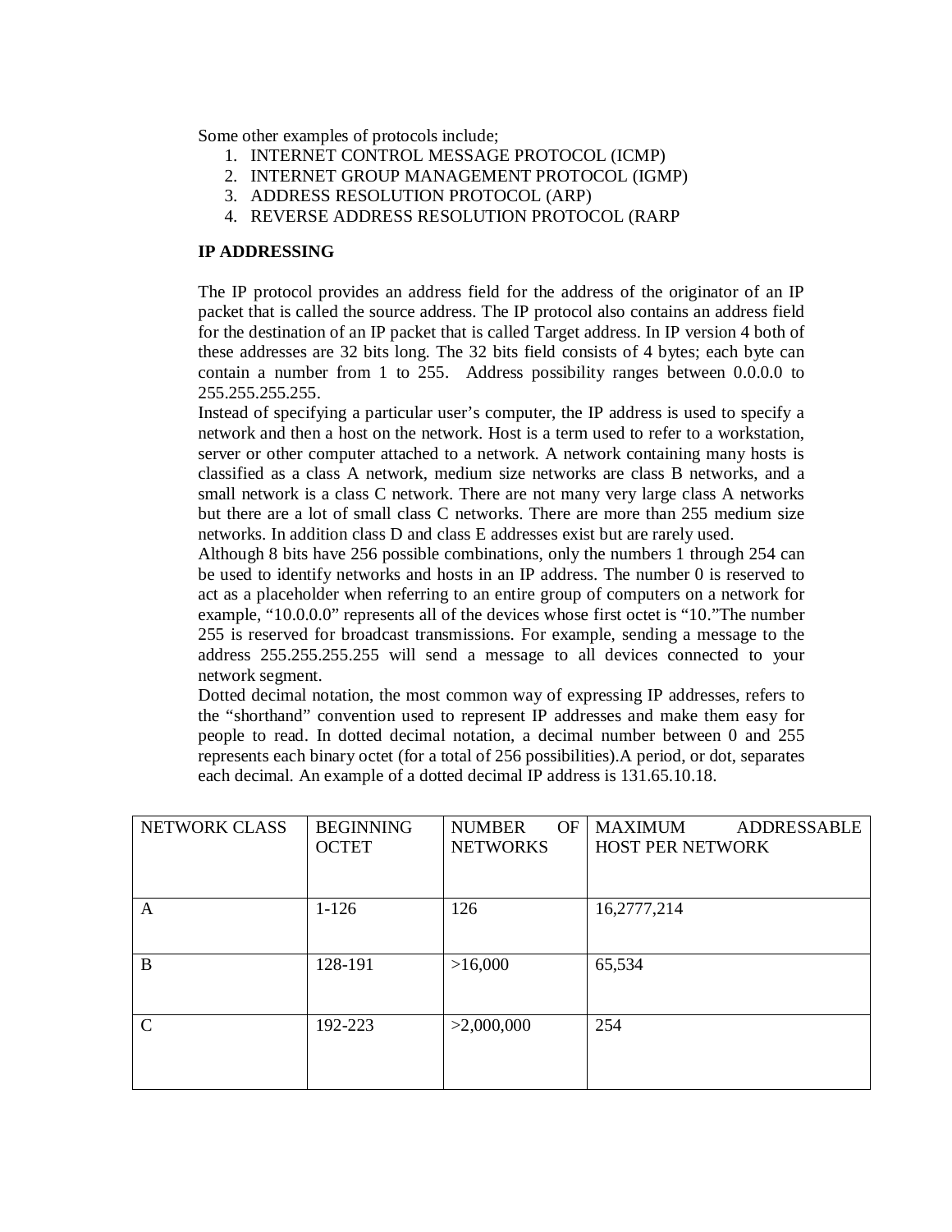Some other examples of protocols include;

1. INTERNET CONTROL MESSAGE PROTOCOL (ICMP)
2. INTERNET GROUP MANAGEMENT PROTOCOL (IGMP)
3. ADDRESS RESOLUTION PROTOCOL (ARP)
4. REVERSE ADDRESS RESOLUTION PROTOCOL (RARP

**IP ADDRESSING**

The IP protocol provides an address field for the address of the originator of an IP packet that is called the source address. The IP protocol also contains an address field for the destination of an IP packet that is called Target address. In IP version 4 both of these addresses are 32 bits long. The 32 bits field consists of 4 bytes; each byte can contain a number from 1 to 255. Address possibility ranges between 0.0.0.0 to 255.255.255.255.

Instead of specifying a particular user's computer, the IP address is used to specify a network and then a host on the network. Host is a term used to refer to a workstation, server or other computer attached to a network. A network containing many hosts is classified as a class A network, medium size networks are class B networks, and a small network is a class C network. There are not many very large class A networks but there are a lot of small class C networks. There are more than 255 medium size networks. In addition class D and class E addresses exist but are rarely used.

Although 8 bits have 256 possible combinations, only the numbers 1 through 254 can be used to identify networks and hosts in an IP address. The number 0 is reserved to act as a placeholder when referring to an entire group of computers on a network for example, "10.0.0.0" represents all of the devices whose first octet is "10."The number 255 is reserved for broadcast transmissions. For example, sending a message to the address 255.255.255.255 will send a message to all devices connected to your network segment.

Dotted decimal notation, the most common way of expressing IP addresses, refers to the "shorthand" convention used to represent IP addresses and make them easy for people to read. In dotted decimal notation, a decimal number between 0 and 255 represents each binary octet (for a total of 256 possibilities).A period, or dot, separates each decimal. An example of a dotted decimal IP address is 131.65.10.18.

| NETWORK CLASS | BEGINNING OCTET | NUMBER OF NETWORKS | MAXIMUM ADDRESSABLE HOST PER NETWORK |
|---|---|---|---|
| A | 1-126 | 126 | 16,2777,214 |
| B | 128-191 | >16,000 | 65,534 |
| C | 192-223 | >2,000,000 | 254 |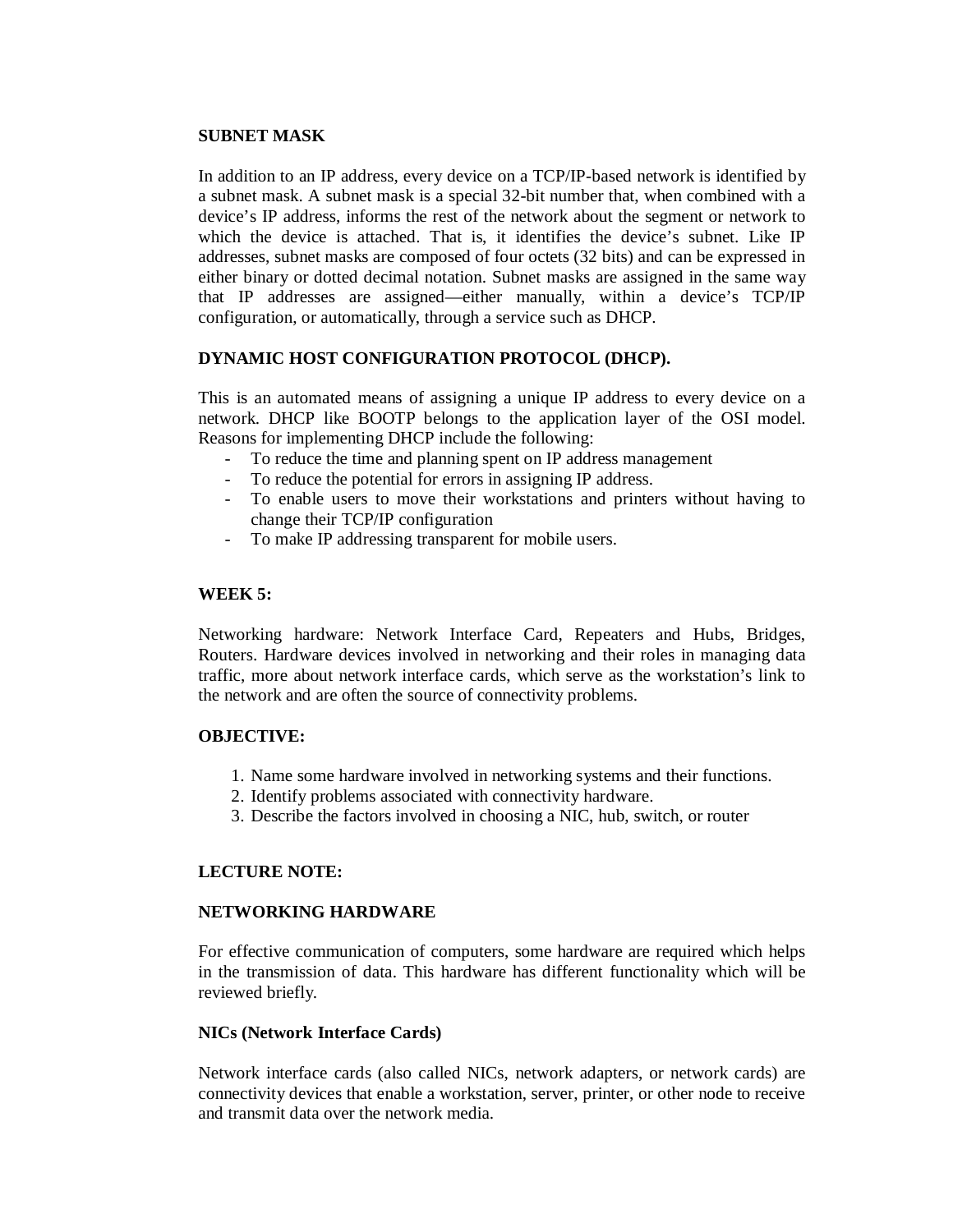## SUBNET MASK

In addition to an IP address, every device on a TCP/IP-based network is identified by a subnet mask. A subnet mask is a special 32-bit number that, when combined with a device's IP address, informs the rest of the network about the segment or network to which the device is attached. That is, it identifies the device's subnet. Like IP addresses, subnet masks are composed of four octets (32 bits) and can be expressed in either binary or dotted decimal notation. Subnet masks are assigned in the same way that IP addresses are assigned—either manually, within a device's TCP/IP configuration, or automatically, through a service such as DHCP.

## DYNAMIC HOST CONFIGURATION PROTOCOL (DHCP).

This is an automated means of assigning a unique IP address to every device on a network. DHCP like BOOTP belongs to the application layer of the OSI model. Reasons for implementing DHCP include the following:

- To reduce the time and planning spent on IP address management
- To reduce the potential for errors in assigning IP address.
- To enable users to move their workstations and printers without having to change their TCP/IP configuration
- To make IP addressing transparent for mobile users.

## WEEK 5:

Networking hardware: Network Interface Card, Repeaters and Hubs, Bridges, Routers. Hardware devices involved in networking and their roles in managing data traffic, more about network interface cards, which serve as the workstation's link to the network and are often the source of connectivity problems.

## OBJECTIVE:

1. Name some hardware involved in networking systems and their functions.
2. Identify problems associated with connectivity hardware.
3. Describe the factors involved in choosing a NIC, hub, switch, or router

## LECTURE NOTE:

## NETWORKING HARDWARE

For effective communication of computers, some hardware are required which helps in the transmission of data. This hardware has different functionality which will be reviewed briefly.

### NICs (Network Interface Cards)

Network interface cards (also called NICs, network adapters, or network cards) are connectivity devices that enable a workstation, server, printer, or other node to receive and transmit data over the network media.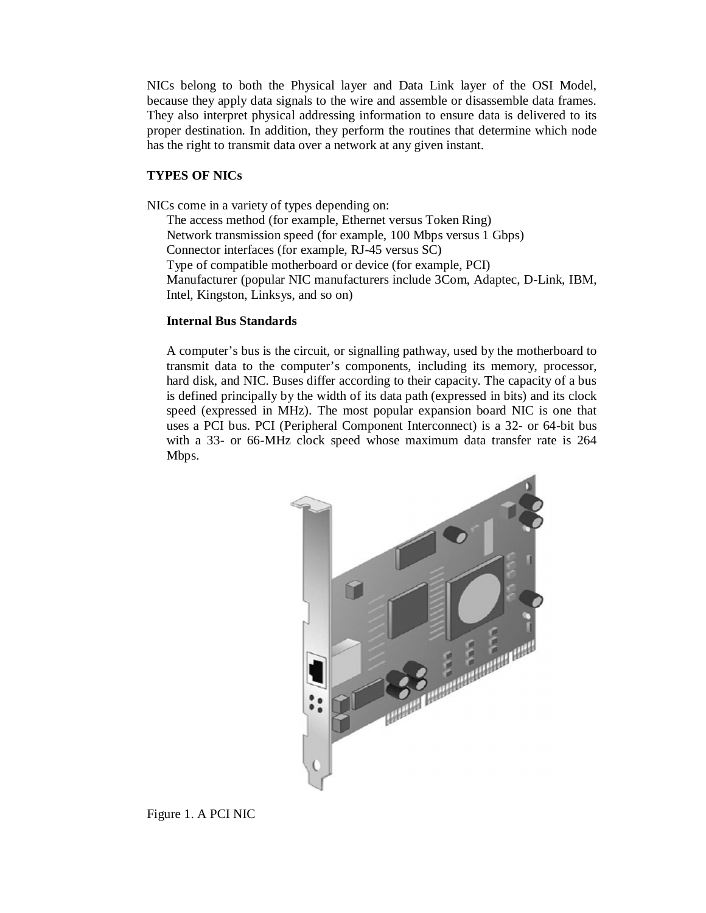NICs belong to both the Physical layer and Data Link layer of the OSI Model, because they apply data signals to the wire and assemble or disassemble data frames. They also interpret physical addressing information to ensure data is delivered to its proper destination. In addition, they perform the routines that determine which node has the right to transmit data over a network at any given instant.

**TYPES OF NICs**

NICs come in a variety of types depending on:

- The access method (for example, Ethernet versus Token Ring)
- Network transmission speed (for example, 100 Mbps versus 1 Gbps)
- Connector interfaces (for example, RJ-45 versus SC)
- Type of compatible motherboard or device (for example, PCI)
- Manufacturer (popular NIC manufacturers include 3Com, Adaptec, D-Link, IBM, Intel, Kingston, Linksys, and so on)

**Internal Bus Standards**

A computer's bus is the circuit, or signalling pathway, used by the motherboard to transmit data to the computer's components, including its memory, processor, hard disk, and NIC. Buses differ according to their capacity. The capacity of a bus is defined principally by the width of its data path (expressed in bits) and its clock speed (expressed in MHz). The most popular expansion board NIC is one that uses a PCI bus. PCI (Peripheral Component Interconnect) is a 32- or 64-bit bus with a 33- or 66-MHz clock speed whose maximum data transfer rate is 264 Mbps.

Figure 1. A PCI NIC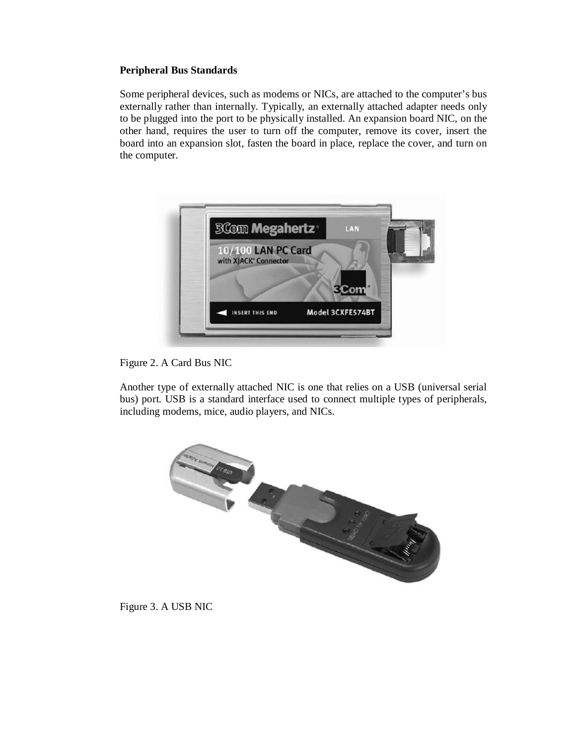**Peripheral Bus Standards**

Some peripheral devices, such as modems or NICs, are attached to the computer's bus externally rather than internally. Typically, an externally attached adapter needs only to be plugged into the port to be physically installed. An expansion board NIC, on the other hand, requires the user to turn off the computer, remove its cover, insert the board into an expansion slot, fasten the board in place, replace the cover, and turn on the computer.

Figure 2. A Card Bus NIC

Another type of externally attached NIC is one that relies on a USB (universal serial bus) port. USB is a standard interface used to connect multiple types of peripherals, including modems, mice, audio players, and NICs.

Figure 3. A USB NIC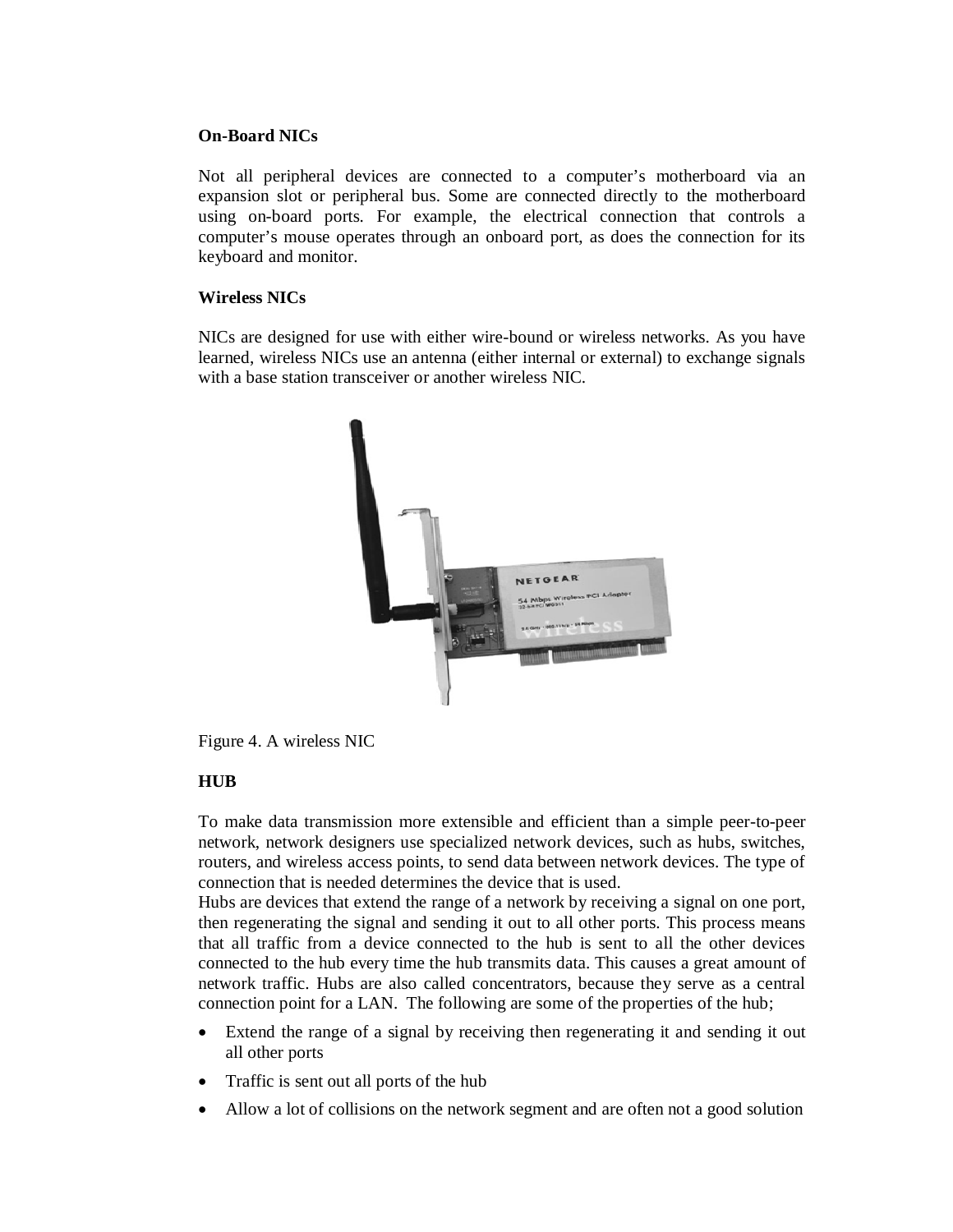**On-Board NICs**

Not all peripheral devices are connected to a computer's motherboard via an expansion slot or peripheral bus. Some are connected directly to the motherboard using on-board ports. For example, the electrical connection that controls a computer's mouse operates through an onboard port, as does the connection for its keyboard and monitor.

**Wireless NICs**

NICs are designed for use with either wire-bound or wireless networks. As you have learned, wireless NICs use an antenna (either internal or external) to exchange signals with a base station transceiver or another wireless NIC.

Figure 4. A wireless NIC

**HUB**

To make data transmission more extensible and efficient than a simple peer-to-peer network, network designers use specialized network devices, such as hubs, switches, routers, and wireless access points, to send data between network devices. The type of connection that is needed determines the device that is used.
Hubs are devices that extend the range of a network by receiving a signal on one port, then regenerating the signal and sending it out to all other ports. This process means that all traffic from a device connected to the hub is sent to all the other devices connected to the hub every time the hub transmits data. This causes a great amount of network traffic. Hubs are also called concentrators, because they serve as a central connection point for a LAN. The following are some of the properties of the hub;

- Extend the range of a signal by receiving then regenerating it and sending it out all other ports
- Traffic is sent out all ports of the hub
- Allow a lot of collisions on the network segment and are often not a good solution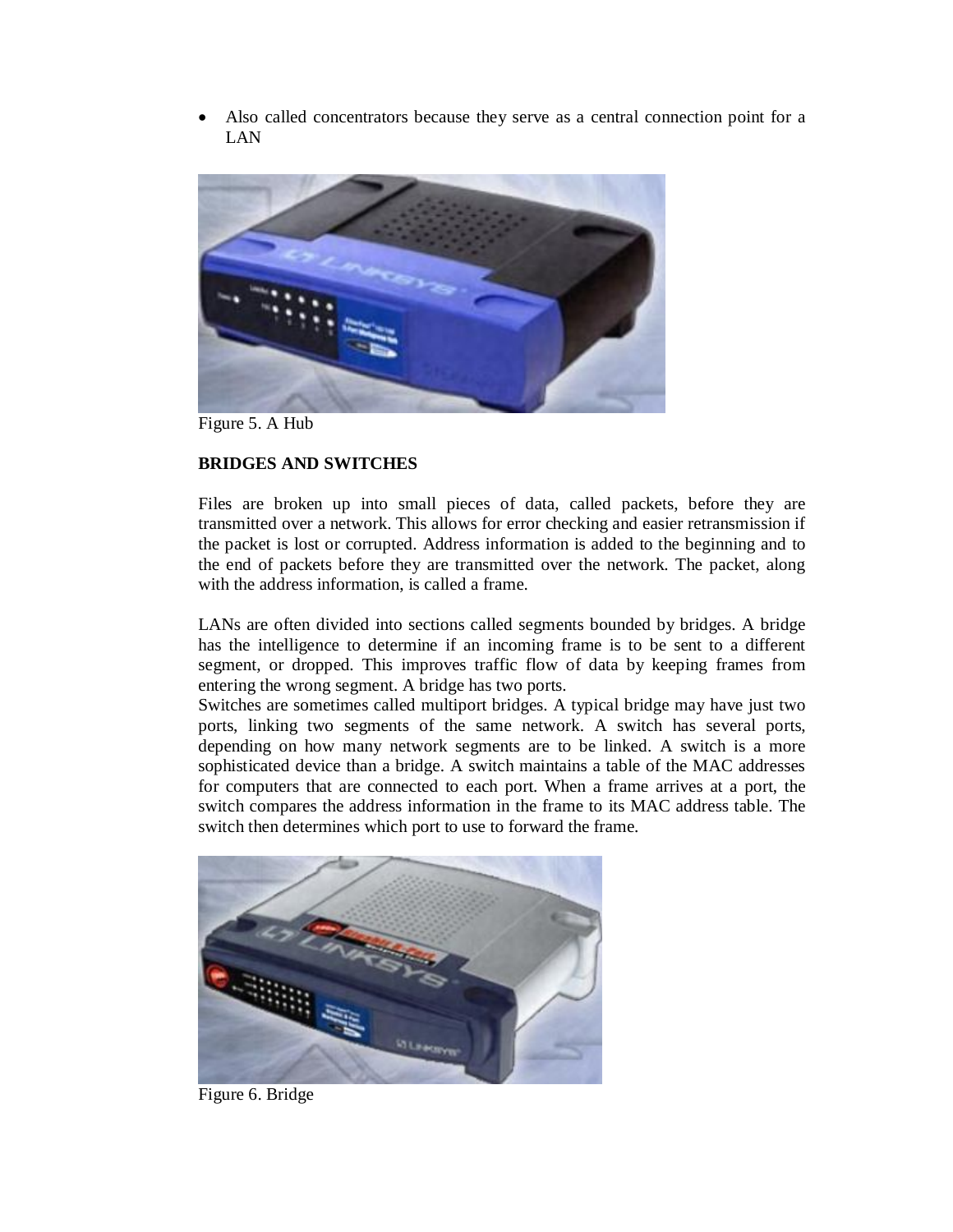- Also called concentrators because they serve as a central connection point for a LAN

Figure 5. A Hub

**BRIDGES AND SWITCHES**

Files are broken up into small pieces of data, called packets, before they are transmitted over a network. This allows for error checking and easier retransmission if the packet is lost or corrupted. Address information is added to the beginning and to the end of packets before they are transmitted over the network. The packet, along with the address information, is called a frame.

LANs are often divided into sections called segments bounded by bridges. A bridge has the intelligence to determine if an incoming frame is to be sent to a different segment, or dropped. This improves traffic flow of data by keeping frames from entering the wrong segment. A bridge has two ports.
Switches are sometimes called multiport bridges. A typical bridge may have just two ports, linking two segments of the same network. A switch has several ports, depending on how many network segments are to be linked. A switch is a more sophisticated device than a bridge. A switch maintains a table of the MAC addresses for computers that are connected to each port. When a frame arrives at a port, the switch compares the address information in the frame to its MAC address table. The switch then determines which port to use to forward the frame.

Figure 6. Bridge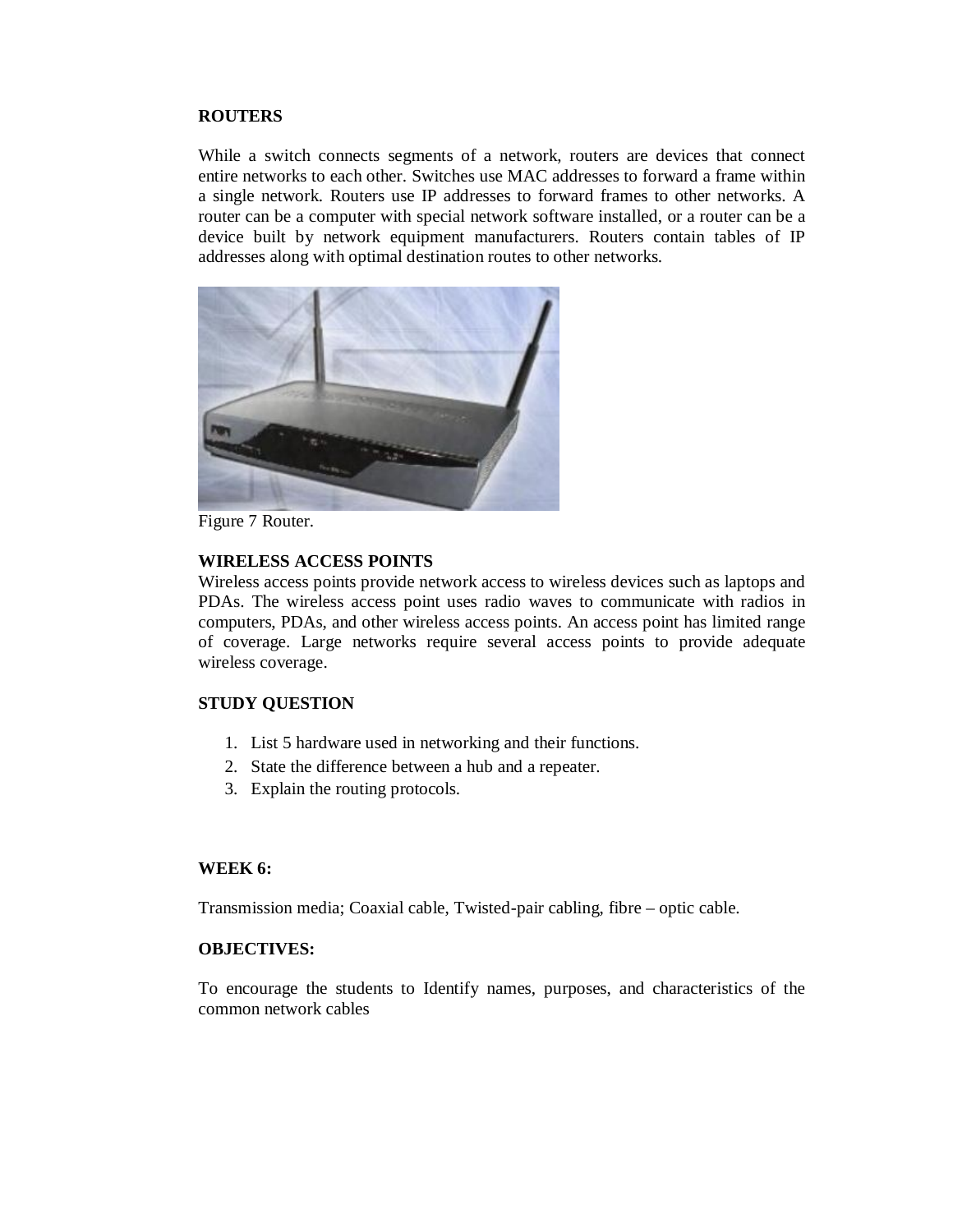**ROUTERS**

While a switch connects segments of a network, routers are devices that connect entire networks to each other. Switches use MAC addresses to forward a frame within a single network. Routers use IP addresses to forward frames to other networks. A router can be a computer with special network software installed, or a router can be a device built by network equipment manufacturers. Routers contain tables of IP addresses along with optimal destination routes to other networks.

Figure 7 Router.

**WIRELESS ACCESS POINTS**

Wireless access points provide network access to wireless devices such as laptops and PDAs. The wireless access point uses radio waves to communicate with radios in computers, PDAs, and other wireless access points. An access point has limited range of coverage. Large networks require several access points to provide adequate wireless coverage.

**STUDY QUESTION**

1. List 5 hardware used in networking and their functions.
2. State the difference between a hub and a repeater.
3. Explain the routing protocols.

**WEEK 6:**

Transmission media; Coaxial cable, Twisted-pair cabling, fibre – optic cable.

**OBJECTIVES:**

To encourage the students to Identify names, purposes, and characteristics of the common network cables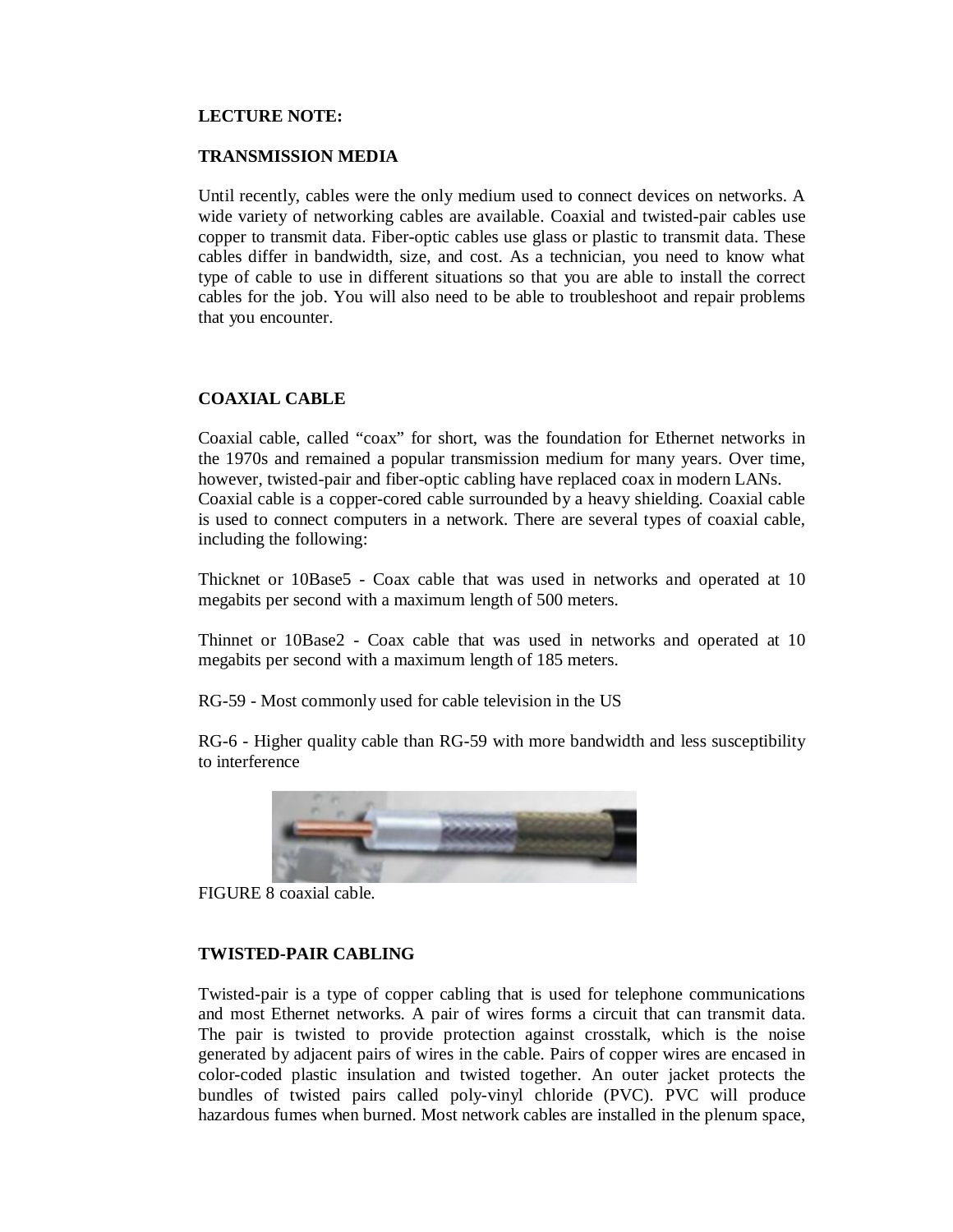**LECTURE NOTE:**

**TRANSMISSION MEDIA**

Until recently, cables were the only medium used to connect devices on networks. A wide variety of networking cables are available. Coaxial and twisted-pair cables use copper to transmit data. Fiber-optic cables use glass or plastic to transmit data. These cables differ in bandwidth, size, and cost. As a technician, you need to know what type of cable to use in different situations so that you are able to install the correct cables for the job. You will also need to be able to troubleshoot and repair problems that you encounter.

**COAXIAL CABLE**

Coaxial cable, called "coax" for short, was the foundation for Ethernet networks in the 1970s and remained a popular transmission medium for many years. Over time, however, twisted-pair and fiber-optic cabling have replaced coax in modern LANs. Coaxial cable is a copper-cored cable surrounded by a heavy shielding. Coaxial cable is used to connect computers in a network. There are several types of coaxial cable, including the following:

Thicknet or 10Base5 - Coax cable that was used in networks and operated at 10 megabits per second with a maximum length of 500 meters.

Thinnet or 10Base2 - Coax cable that was used in networks and operated at 10 megabits per second with a maximum length of 185 meters.

RG-59 - Most commonly used for cable television in the US

RG-6 - Higher quality cable than RG-59 with more bandwidth and less susceptibility to interference

FIGURE 8 coaxial cable.

**TWISTED-PAIR CABLING**

Twisted-pair is a type of copper cabling that is used for telephone communications and most Ethernet networks. A pair of wires forms a circuit that can transmit data. The pair is twisted to provide protection against crosstalk, which is the noise generated by adjacent pairs of wires in the cable. Pairs of copper wires are encased in color-coded plastic insulation and twisted together. An outer jacket protects the bundles of twisted pairs called poly-vinyl chloride (PVC). PVC will produce hazardous fumes when burned. Most network cables are installed in the plenum space,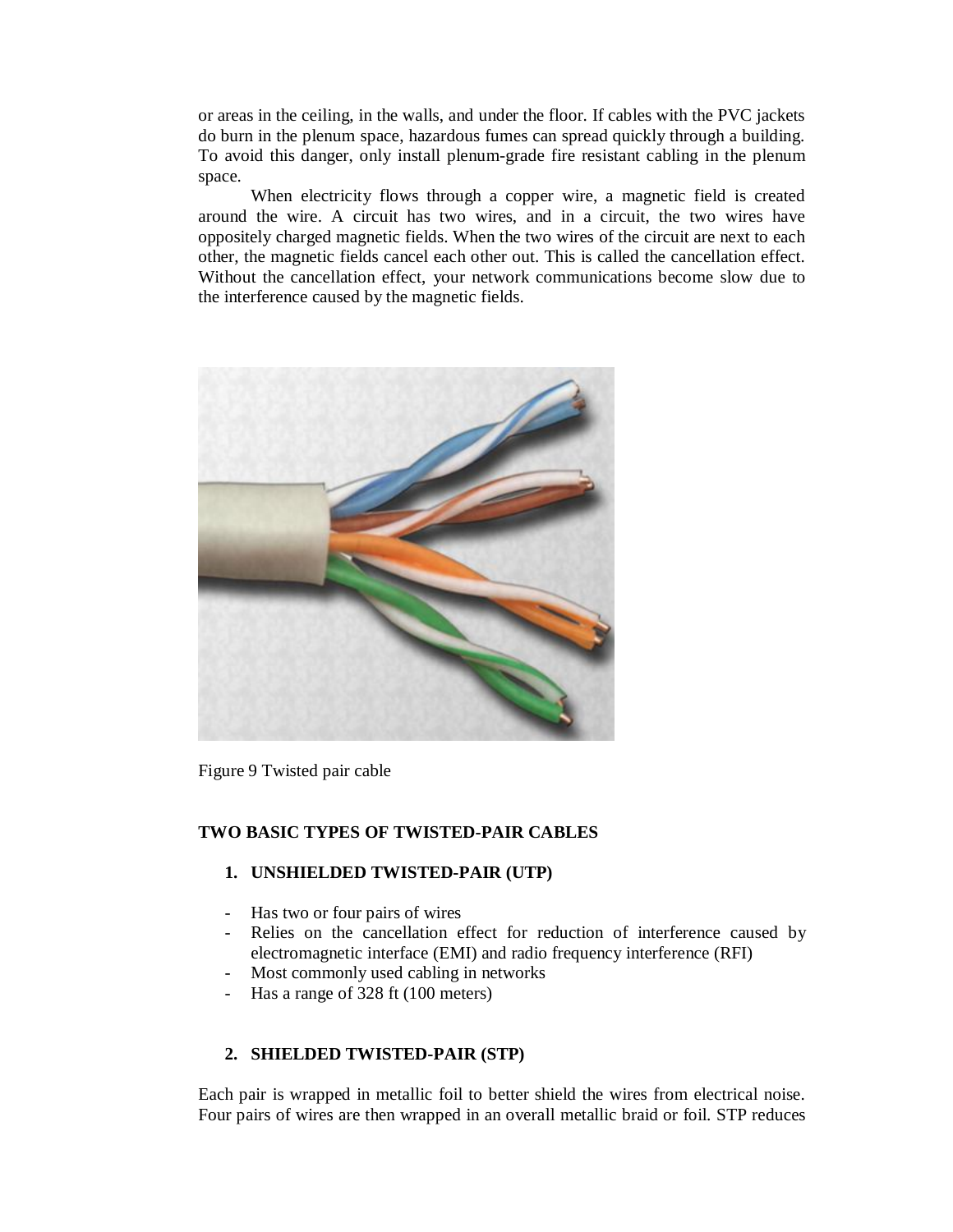or areas in the ceiling, in the walls, and under the floor. If cables with the PVC jackets do burn in the plenum space, hazardous fumes can spread quickly through a building. To avoid this danger, only install plenum-grade fire resistant cabling in the plenum space.

When electricity flows through a copper wire, a magnetic field is created around the wire. A circuit has two wires, and in a circuit, the two wires have oppositely charged magnetic fields. When the two wires of the circuit are next to each other, the magnetic fields cancel each other out. This is called the cancellation effect. Without the cancellation effect, your network communications become slow due to the interference caused by the magnetic fields.

Figure 9 Twisted pair cable

**TWO BASIC TYPES OF TWISTED-PAIR CABLES**

1. **UNSHIELDED TWISTED-PAIR (UTP)**

- Has two or four pairs of wires
- Relies on the cancellation effect for reduction of interference caused by electromagnetic interface (EMI) and radio frequency interference (RFI)
- Most commonly used cabling in networks
- Has a range of 328 ft (100 meters)

2. **SHIELDED TWISTED-PAIR (STP)**

Each pair is wrapped in metallic foil to better shield the wires from electrical noise. Four pairs of wires are then wrapped in an overall metallic braid or foil. STP reduces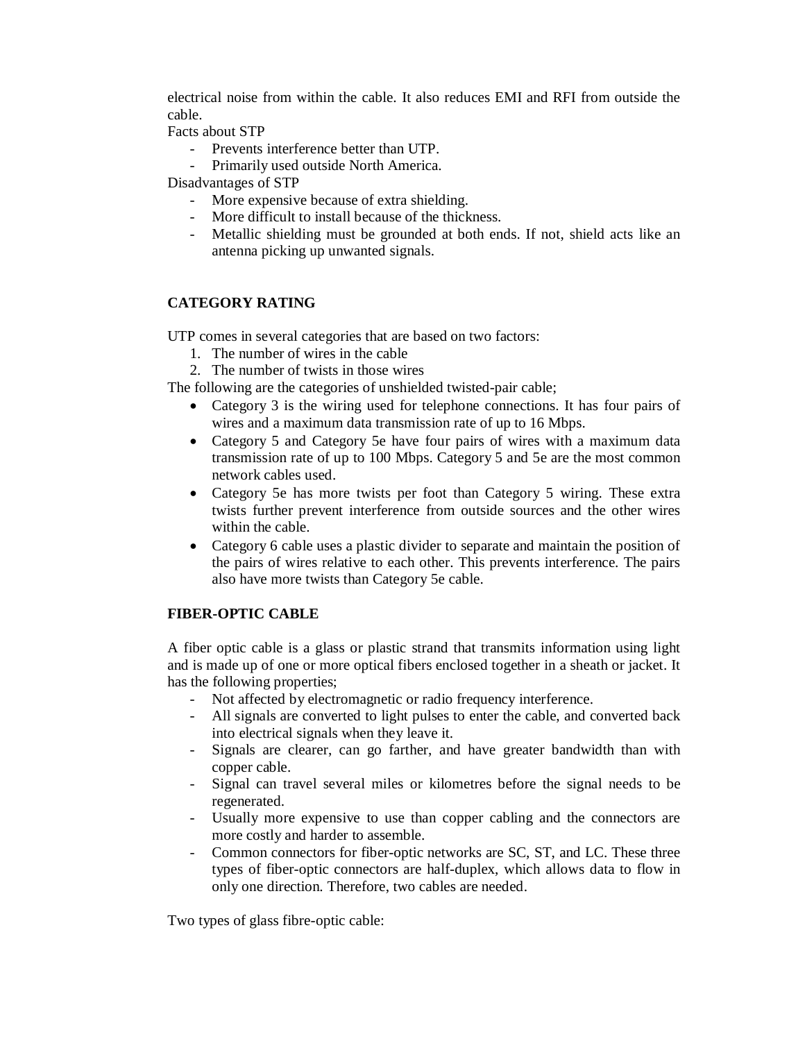electrical noise from within the cable. It also reduces EMI and RFI from outside the cable.

Facts about STP

- Prevents interference better than UTP.
- Primarily used outside North America.

Disadvantages of STP

- More expensive because of extra shielding.
- More difficult to install because of the thickness.
- Metallic shielding must be grounded at both ends. If not, shield acts like an antenna picking up unwanted signals.

**CATEGORY RATING**

UTP comes in several categories that are based on two factors:

1. The number of wires in the cable
2. The number of twists in those wires

The following are the categories of unshielded twisted-pair cable;

- Category 3 is the wiring used for telephone connections. It has four pairs of wires and a maximum data transmission rate of up to 16 Mbps.
- Category 5 and Category 5e have four pairs of wires with a maximum data transmission rate of up to 100 Mbps. Category 5 and 5e are the most common network cables used.
- Category 5e has more twists per foot than Category 5 wiring. These extra twists further prevent interference from outside sources and the other wires within the cable.
- Category 6 cable uses a plastic divider to separate and maintain the position of the pairs of wires relative to each other. This prevents interference. The pairs also have more twists than Category 5e cable.

**FIBER-OPTIC CABLE**

A fiber optic cable is a glass or plastic strand that transmits information using light and is made up of one or more optical fibers enclosed together in a sheath or jacket. It has the following properties;

- Not affected by electromagnetic or radio frequency interference.
- All signals are converted to light pulses to enter the cable, and converted back into electrical signals when they leave it.
- Signals are clearer, can go farther, and have greater bandwidth than with copper cable.
- Signal can travel several miles or kilometres before the signal needs to be regenerated.
- Usually more expensive to use than copper cabling and the connectors are more costly and harder to assemble.
- Common connectors for fiber-optic networks are SC, ST, and LC. These three types of fiber-optic connectors are half-duplex, which allows data to flow in only one direction. Therefore, two cables are needed.

Two types of glass fibre-optic cable: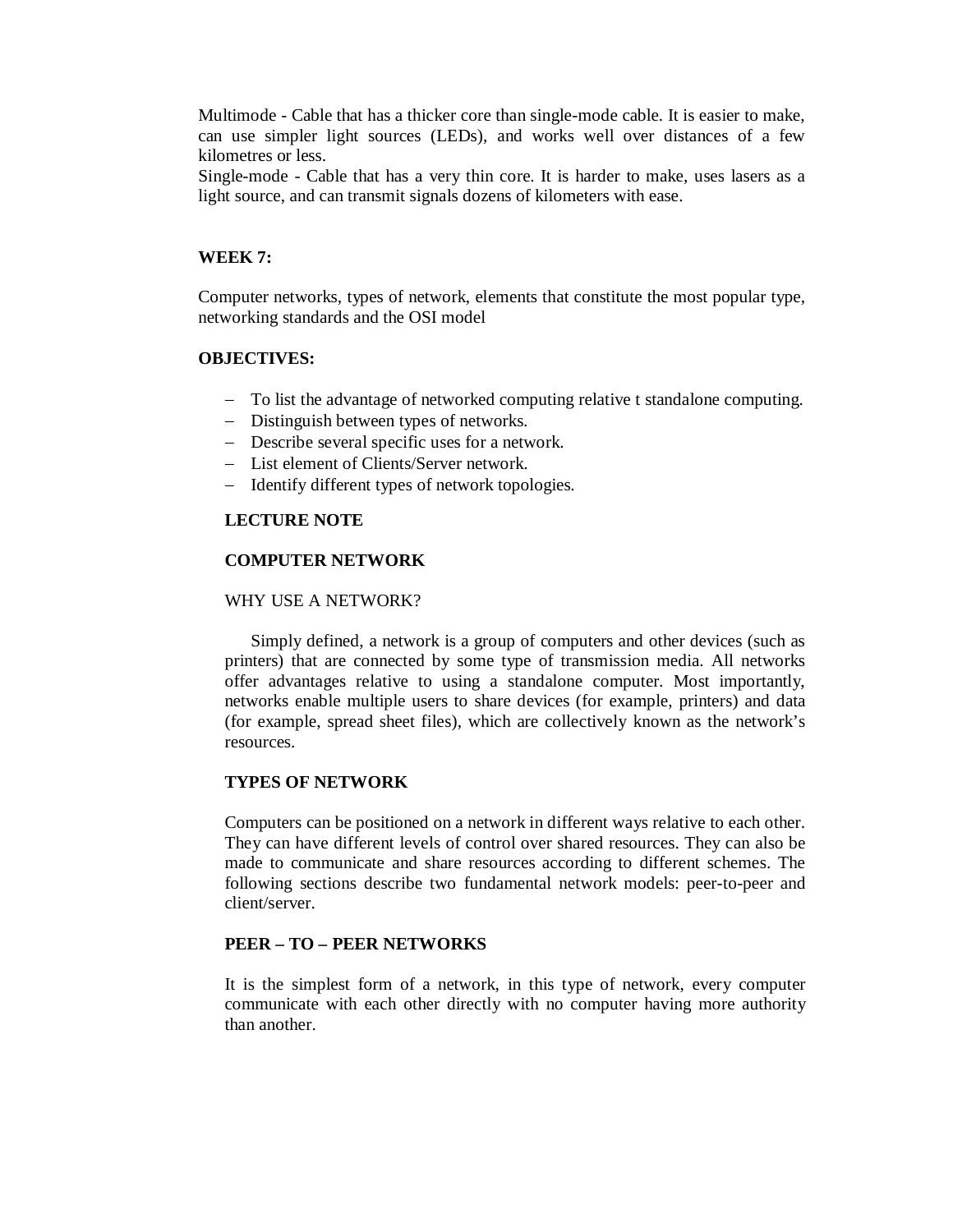Multimode - Cable that has a thicker core than single-mode cable. It is easier to make, can use simpler light sources (LEDs), and works well over distances of a few kilometres or less.
Single-mode - Cable that has a very thin core. It is harder to make, uses lasers as a light source, and can transmit signals dozens of kilometers with ease.

**WEEK 7:**

Computer networks, types of network, elements that constitute the most popular type, networking standards and the OSI model

**OBJECTIVES:**

- To list the advantage of networked computing relative t standalone computing.
- Distinguish between types of networks.
- Describe several specific uses for a network.
- List element of Clients/Server network.
- Identify different types of network topologies.

**LECTURE NOTE**

**COMPUTER NETWORK**

WHY USE A NETWORK?

Simply defined, a network is a group of computers and other devices (such as printers) that are connected by some type of transmission media. All networks offer advantages relative to using a standalone computer. Most importantly, networks enable multiple users to share devices (for example, printers) and data (for example, spread sheet files), which are collectively known as the network's resources.

**TYPES OF NETWORK**

Computers can be positioned on a network in different ways relative to each other. They can have different levels of control over shared resources. They can also be made to communicate and share resources according to different schemes. The following sections describe two fundamental network models: peer-to-peer and client/server.

**PEER – TO – PEER NETWORKS**

It is the simplest form of a network, in this type of network, every computer communicate with each other directly with no computer having more authority than another.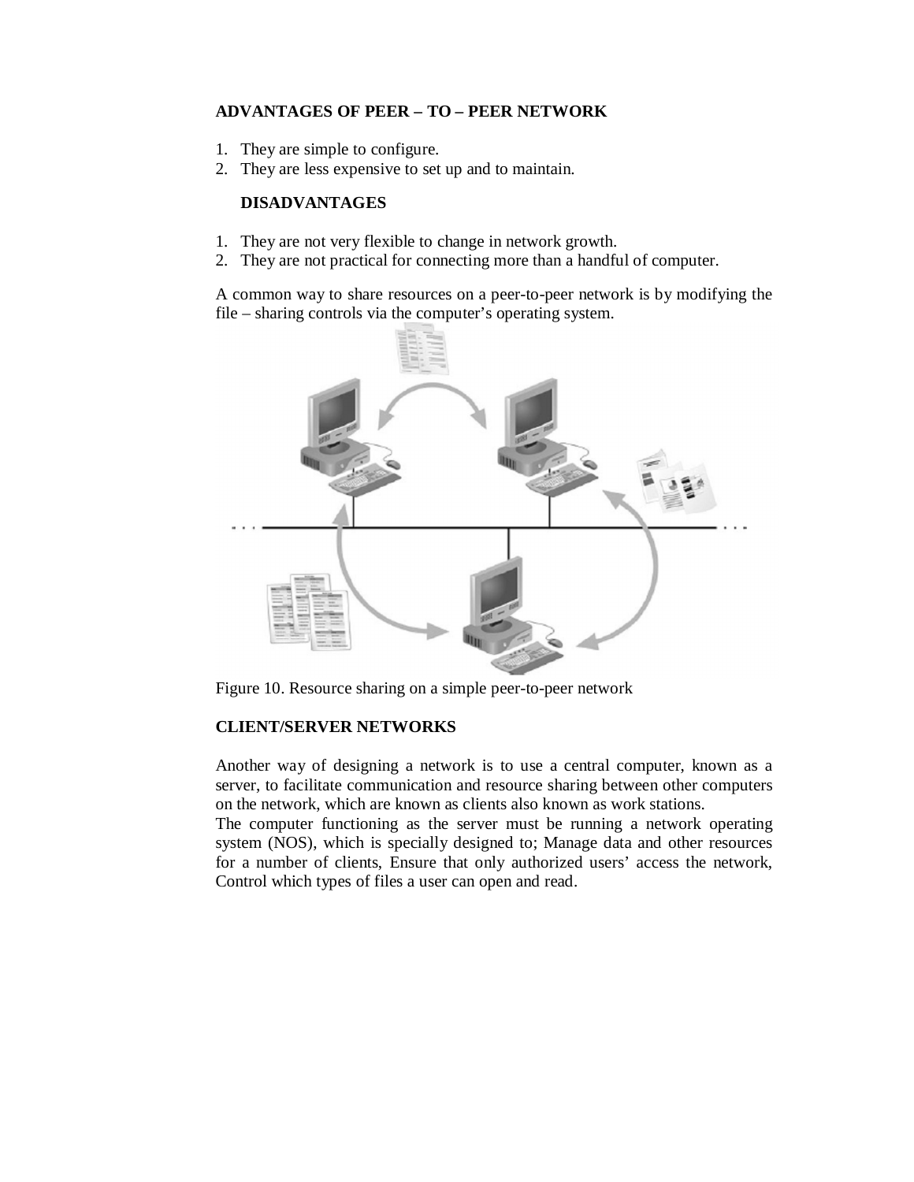**ADVANTAGES OF PEER – TO – PEER NETWORK**

1. They are simple to configure.
2. They are less expensive to set up and to maintain.

**DISADVANTAGES**

1. They are not very flexible to change in network growth.
2. They are not practical for connecting more than a handful of computer.

A common way to share resources on a peer-to-peer network is by modifying the file – sharing controls via the computer's operating system.

Figure 10. Resource sharing on a simple peer-to-peer network

**CLIENT/SERVER NETWORKS**

Another way of designing a network is to use a central computer, known as a server, to facilitate communication and resource sharing between other computers on the network, which are known as clients also known as work stations.
The computer functioning as the server must be running a network operating system (NOS), which is specially designed to; Manage data and other resources for a number of clients, Ensure that only authorized users' access the network, Control which types of files a user can open and read.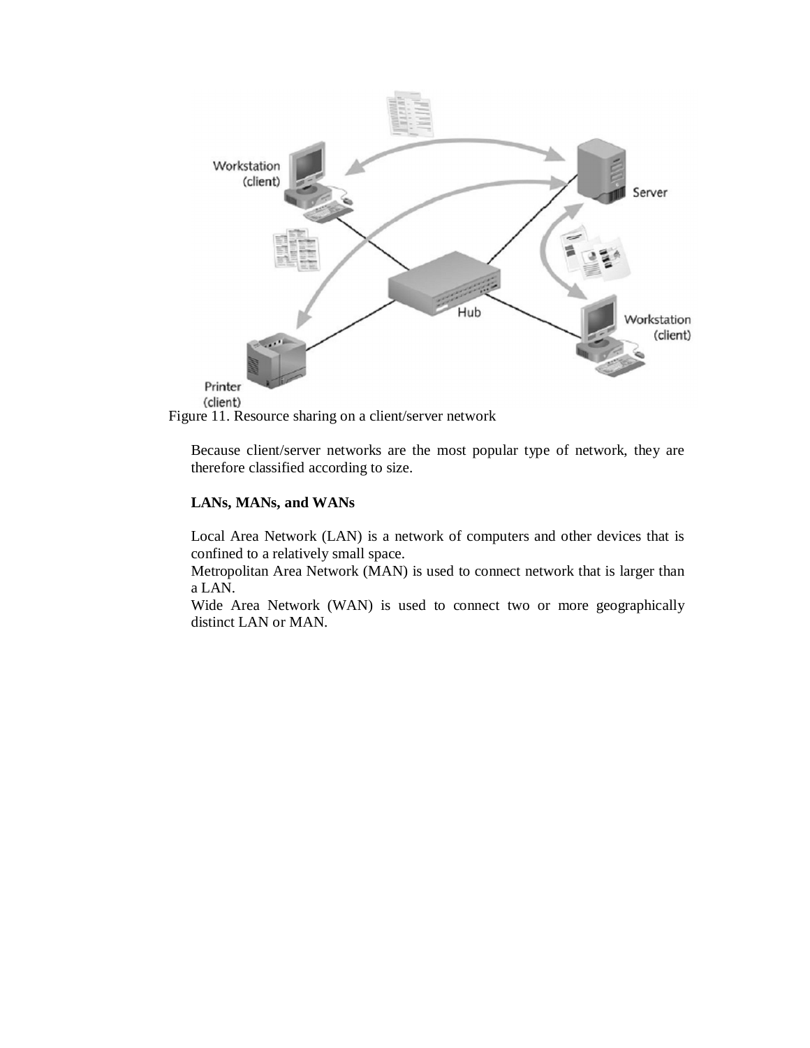Figure 11. Resource sharing on a client/server network

Because client/server networks are the most popular type of network, they are therefore classified according to size.

**LANs, MANs, and WANs**

Local Area Network (LAN) is a network of computers and other devices that is confined to a relatively small space.
Metropolitan Area Network (MAN) is used to connect network that is larger than a LAN.
Wide Area Network (WAN) is used to connect two or more geographically distinct LAN or MAN.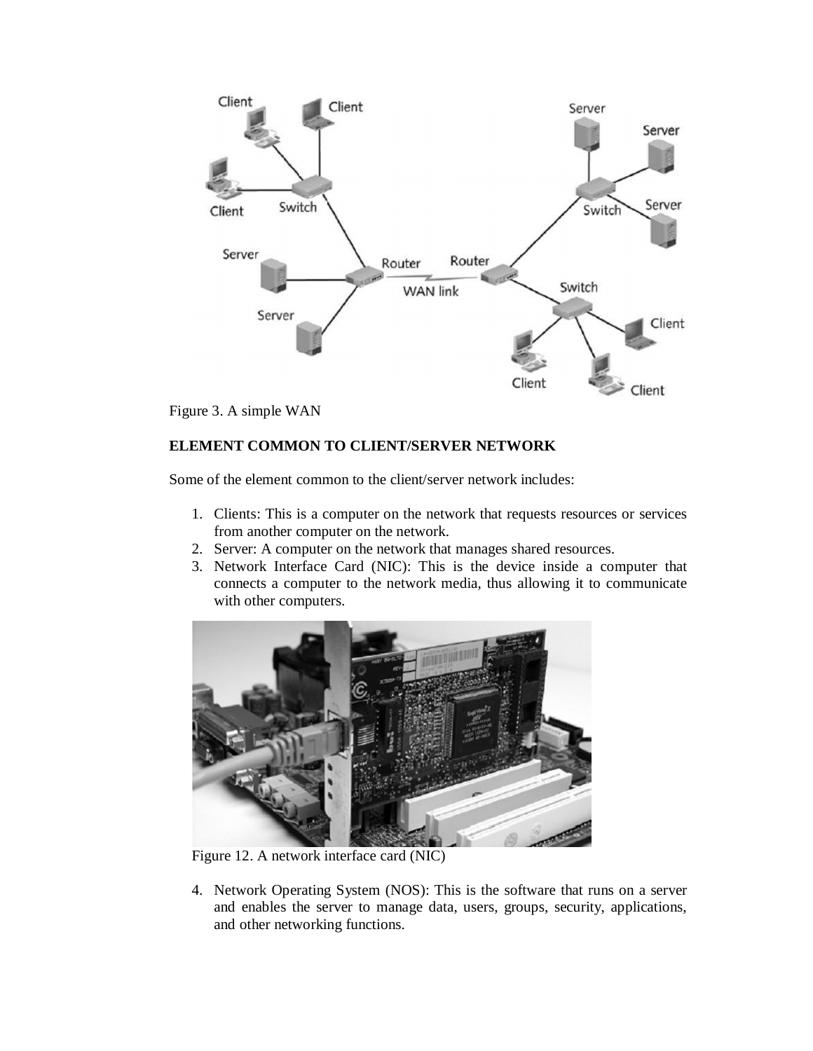Figure 3. A simple WAN

**ELEMENT COMMON TO CLIENT/SERVER NETWORK**

Some of the element common to the client/server network includes:

1. Clients: This is a computer on the network that requests resources or services from another computer on the network.
2. Server: A computer on the network that manages shared resources.
3. Network Interface Card (NIC): This is the device inside a computer that connects a computer to the network media, thus allowing it to communicate with other computers.

Figure 12. A network interface card (NIC)

4. Network Operating System (NOS): This is the software that runs on a server and enables the server to manage data, users, groups, security, applications, and other networking functions.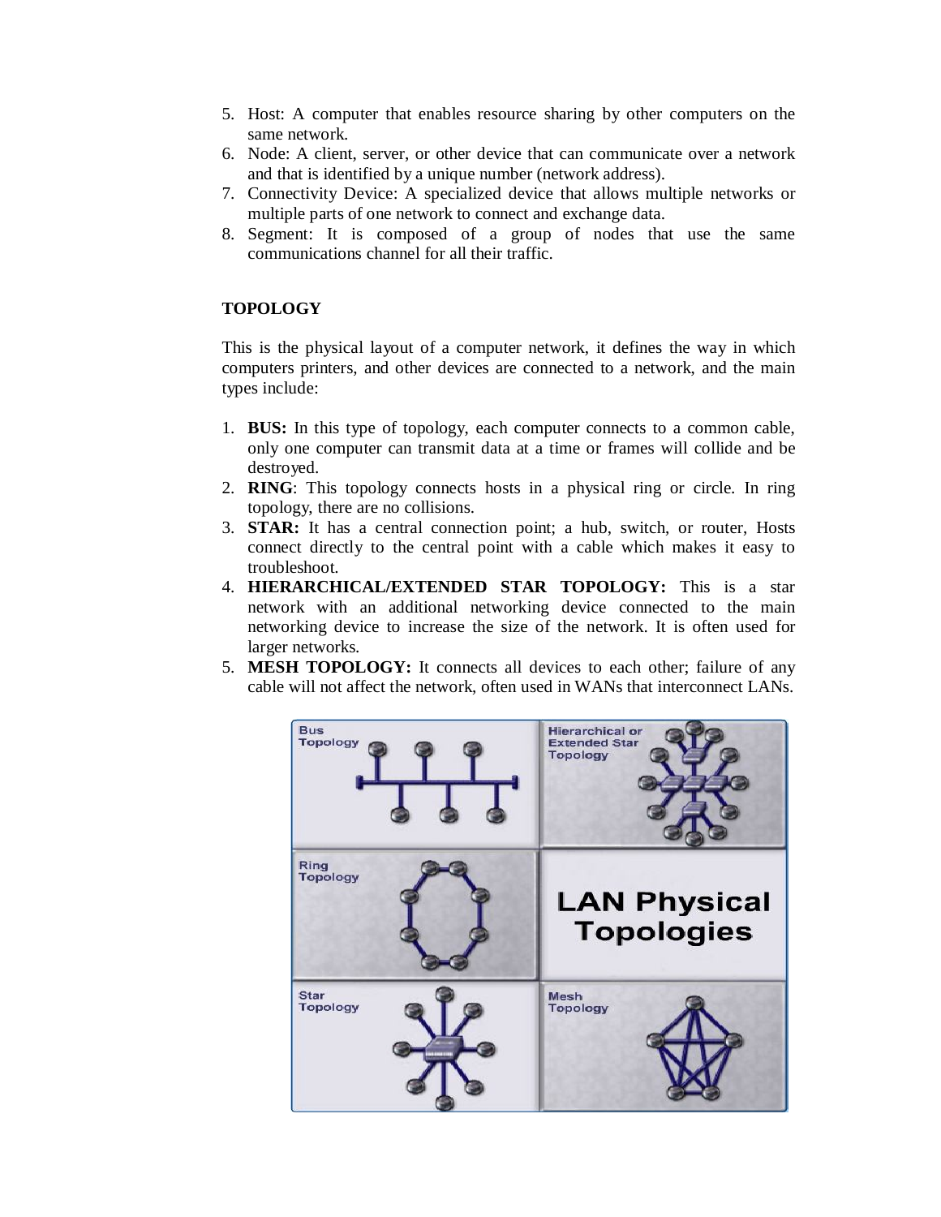5. Host: A computer that enables resource sharing by other computers on the same network.
6. Node: A client, server, or other device that can communicate over a network and that is identified by a unique number (network address).
7. Connectivity Device: A specialized device that allows multiple networks or multiple parts of one network to connect and exchange data.
8. Segment: It is composed of a group of nodes that use the same communications channel for all their traffic.

**TOPOLOGY**

This is the physical layout of a computer network, it defines the way in which computers printers, and other devices are connected to a network, and the main types include:

1. **BUS:** In this type of topology, each computer connects to a common cable, only one computer can transmit data at a time or frames will collide and be destroyed.
2. **RING**: This topology connects hosts in a physical ring or circle. In ring topology, there are no collisions.
3. **STAR:** It has a central connection point; a hub, switch, or router, Hosts connect directly to the central point with a cable which makes it easy to troubleshoot.
4. **HIERARCHICAL/EXTENDED STAR TOPOLOGY:** This is a star network with an additional networking device connected to the main networking device to increase the size of the network. It is often used for larger networks.
5. **MESH TOPOLOGY:** It connects all devices to each other; failure of any cable will not affect the network, often used in WANs that interconnect LANs.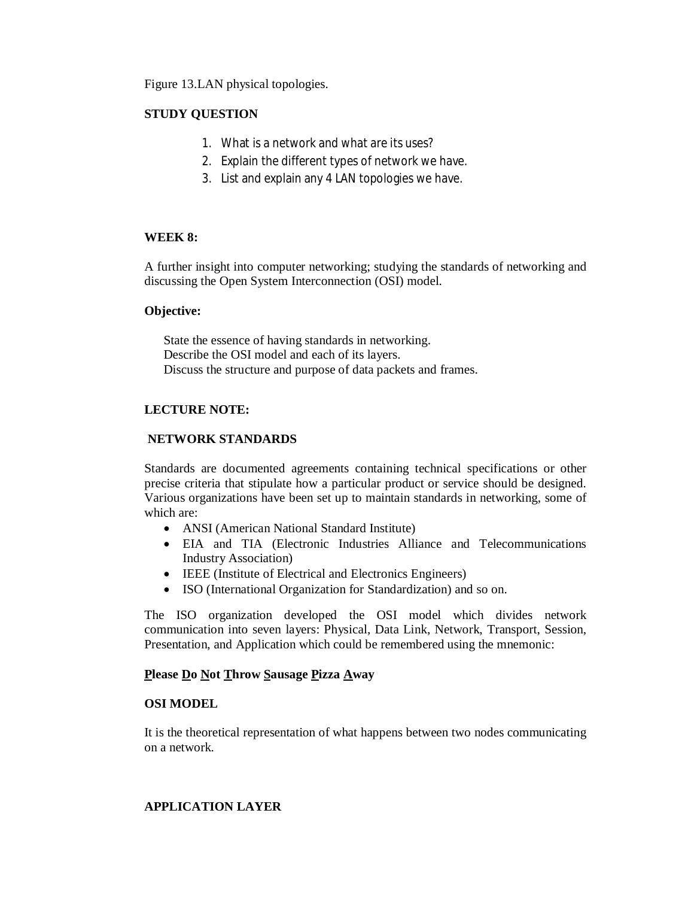Figure 13.LAN physical topologies.

**STUDY QUESTION**

1. What is a network and what are its uses?
2. Explain the different types of network we have.
3. List and explain any 4 LAN topologies we have.

**WEEK 8:**

A further insight into computer networking; studying the standards of networking and discussing the Open System Interconnection (OSI) model.

**Objective:**

State the essence of having standards in networking.
Describe the OSI model and each of its layers.
Discuss the structure and purpose of data packets and frames.

**LECTURE NOTE:**

**NETWORK STANDARDS**

Standards are documented agreements containing technical specifications or other precise criteria that stipulate how a particular product or service should be designed. Various organizations have been set up to maintain standards in networking, some of which are:

- ANSI (American National Standard Institute)
- EIA and TIA (Electronic Industries Alliance and Telecommunications Industry Association)
- IEEE (Institute of Electrical and Electronics Engineers)
- ISO (International Organization for Standardization) and so on.

The ISO organization developed the OSI model which divides network communication into seven layers: Physical, Data Link, Network, Transport, Session, Presentation, and Application which could be remembered using the mnemonic:

**Please Do Not Throw Sausage Pizza Away**

**OSI MODEL**

It is the theoretical representation of what happens between two nodes communicating on a network.

**APPLICATION LAYER**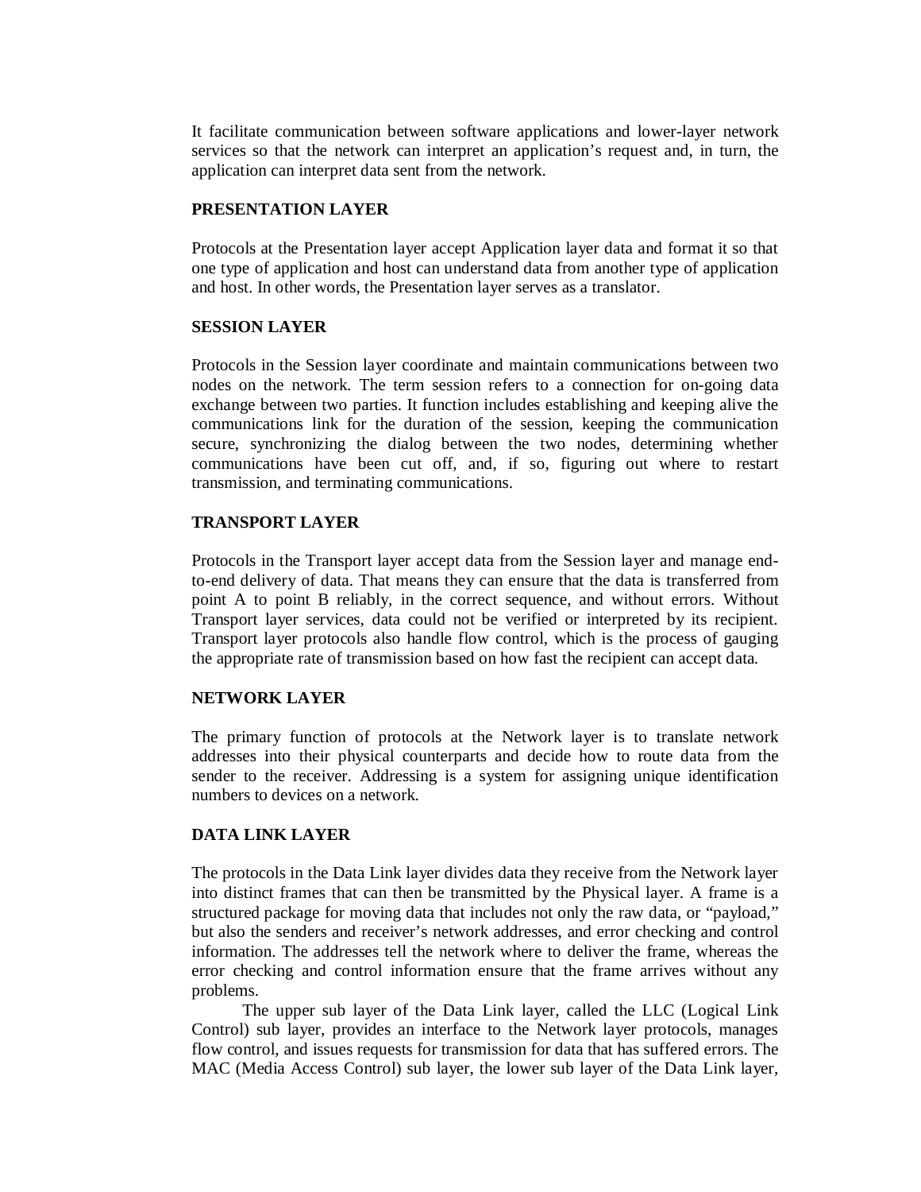It facilitate communication between software applications and lower-layer network services so that the network can interpret an application's request and, in turn, the application can interpret data sent from the network.

**PRESENTATION LAYER**

Protocols at the Presentation layer accept Application layer data and format it so that one type of application and host can understand data from another type of application and host. In other words, the Presentation layer serves as a translator.

**SESSION LAYER**

Protocols in the Session layer coordinate and maintain communications between two nodes on the network. The term session refers to a connection for on-going data exchange between two parties. It function includes establishing and keeping alive the communications link for the duration of the session, keeping the communication secure, synchronizing the dialog between the two nodes, determining whether communications have been cut off, and, if so, figuring out where to restart transmission, and terminating communications.

**TRANSPORT LAYER**

Protocols in the Transport layer accept data from the Session layer and manage end-to-end delivery of data. That means they can ensure that the data is transferred from point A to point B reliably, in the correct sequence, and without errors. Without Transport layer services, data could not be verified or interpreted by its recipient. Transport layer protocols also handle flow control, which is the process of gauging the appropriate rate of transmission based on how fast the recipient can accept data.

**NETWORK LAYER**

The primary function of protocols at the Network layer is to translate network addresses into their physical counterparts and decide how to route data from the sender to the receiver. Addressing is a system for assigning unique identification numbers to devices on a network.

**DATA LINK LAYER**

The protocols in the Data Link layer divides data they receive from the Network layer into distinct frames that can then be transmitted by the Physical layer. A frame is a structured package for moving data that includes not only the raw data, or "payload," but also the senders and receiver's network addresses, and error checking and control information. The addresses tell the network where to deliver the frame, whereas the error checking and control information ensure that the frame arrives without any problems.

The upper sub layer of the Data Link layer, called the LLC (Logical Link Control) sub layer, provides an interface to the Network layer protocols, manages flow control, and issues requests for transmission for data that has suffered errors. The MAC (Media Access Control) sub layer, the lower sub layer of the Data Link layer,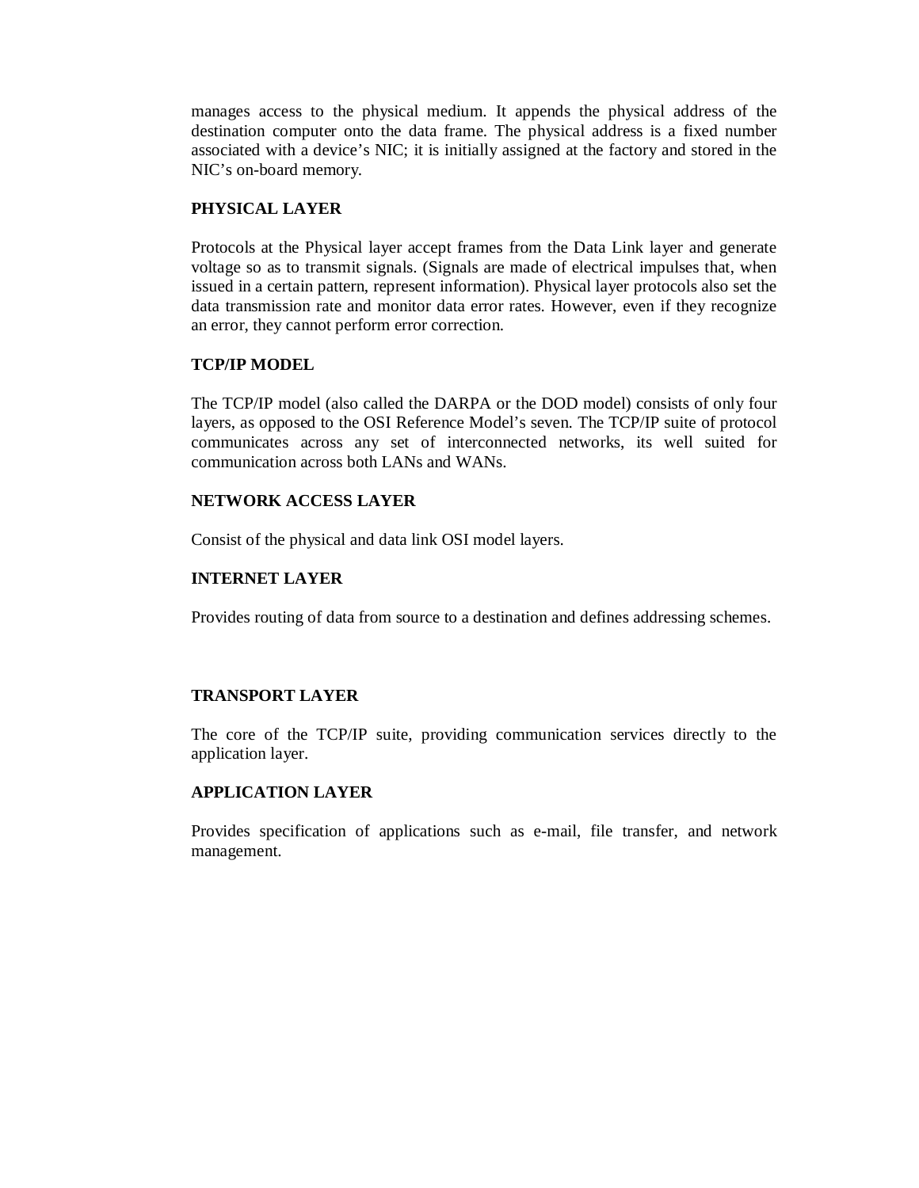manages access to the physical medium. It appends the physical address of the destination computer onto the data frame. The physical address is a fixed number associated with a device's NIC; it is initially assigned at the factory and stored in the NIC's on-board memory.

**PHYSICAL LAYER**

Protocols at the Physical layer accept frames from the Data Link layer and generate voltage so as to transmit signals. (Signals are made of electrical impulses that, when issued in a certain pattern, represent information). Physical layer protocols also set the data transmission rate and monitor data error rates. However, even if they recognize an error, they cannot perform error correction.

**TCP/IP MODEL**

The TCP/IP model (also called the DARPA or the DOD model) consists of only four layers, as opposed to the OSI Reference Model's seven. The TCP/IP suite of protocol communicates across any set of interconnected networks, its well suited for communication across both LANs and WANs.

**NETWORK ACCESS LAYER**

Consist of the physical and data link OSI model layers.

**INTERNET LAYER**

Provides routing of data from source to a destination and defines addressing schemes.

**TRANSPORT LAYER**

The core of the TCP/IP suite, providing communication services directly to the application layer.

**APPLICATION LAYER**

Provides specification of applications such as e-mail, file transfer, and network management.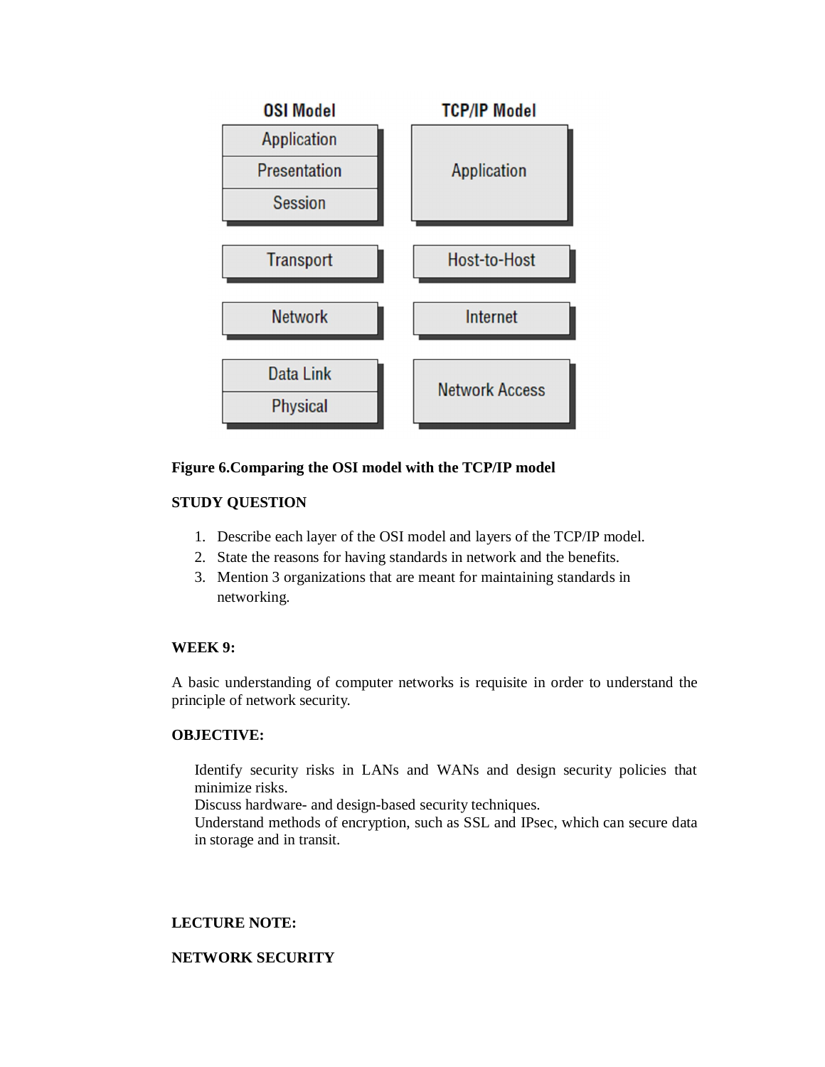| OSI Model | TCP/IP Model |
| --- | --- |
| Application | Application |
| Presentation | |
| Session | |
| Transport | Host-to-Host |
| Network | Internet |
| Data Link | Network Access |
| Physical | |

**Figure 6.Comparing the OSI model with the TCP/IP model**

**STUDY QUESTION**

1. Describe each layer of the OSI model and layers of the TCP/IP model.
2. State the reasons for having standards in network and the benefits.
3. Mention 3 organizations that are meant for maintaining standards in networking.

**WEEK 9:**

A basic understanding of computer networks is requisite in order to understand the principle of network security.

**OBJECTIVE:**

Identify security risks in LANs and WANs and design security policies that minimize risks.
Discuss hardware- and design-based security techniques.
Understand methods of encryption, such as SSL and IPsec, which can secure data in storage and in transit.

**LECTURE NOTE:**

**NETWORK SECURITY**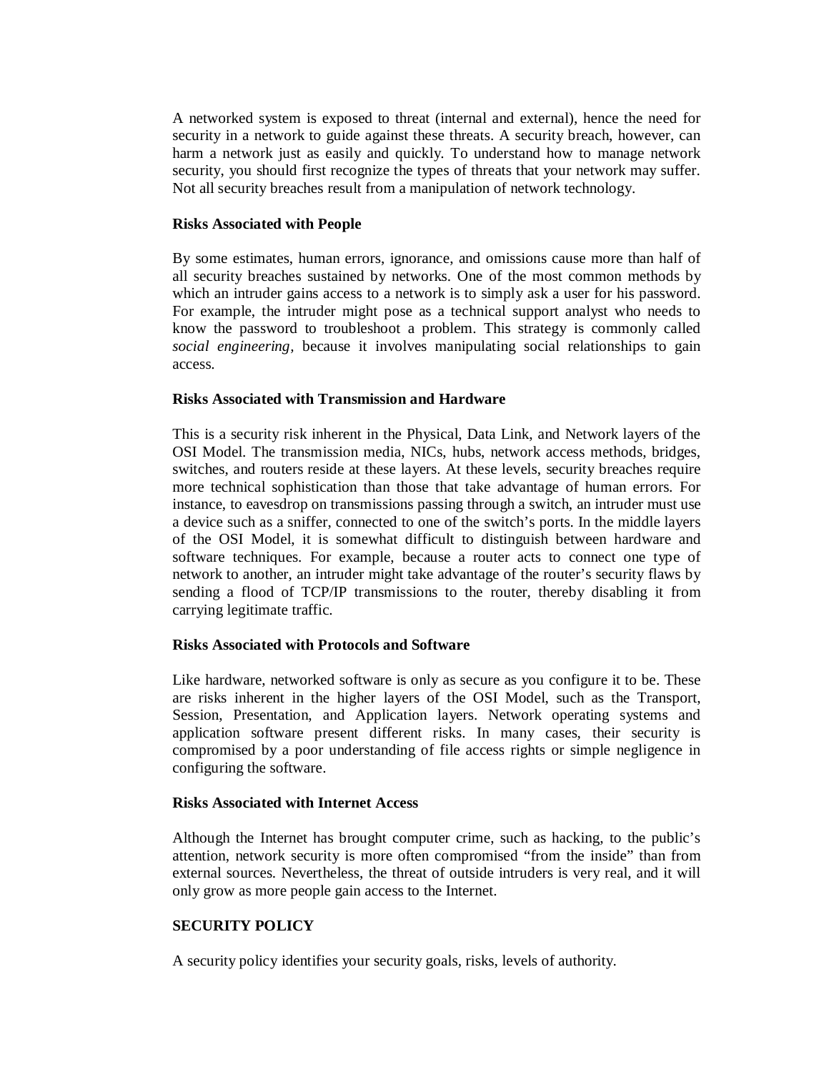A networked system is exposed to threat (internal and external), hence the need for security in a network to guide against these threats. A security breach, however, can harm a network just as easily and quickly. To understand how to manage network security, you should first recognize the types of threats that your network may suffer. Not all security breaches result from a manipulation of network technology.

**Risks Associated with People**

By some estimates, human errors, ignorance, and omissions cause more than half of all security breaches sustained by networks. One of the most common methods by which an intruder gains access to a network is to simply ask a user for his password. For example, the intruder might pose as a technical support analyst who needs to know the password to troubleshoot a problem. This strategy is commonly called *social engineering*, because it involves manipulating social relationships to gain access.

**Risks Associated with Transmission and Hardware**

This is a security risk inherent in the Physical, Data Link, and Network layers of the OSI Model. The transmission media, NICs, hubs, network access methods, bridges, switches, and routers reside at these layers. At these levels, security breaches require more technical sophistication than those that take advantage of human errors. For instance, to eavesdrop on transmissions passing through a switch, an intruder must use a device such as a sniffer, connected to one of the switch's ports. In the middle layers of the OSI Model, it is somewhat difficult to distinguish between hardware and software techniques. For example, because a router acts to connect one type of network to another, an intruder might take advantage of the router's security flaws by sending a flood of TCP/IP transmissions to the router, thereby disabling it from carrying legitimate traffic.

**Risks Associated with Protocols and Software**

Like hardware, networked software is only as secure as you configure it to be. These are risks inherent in the higher layers of the OSI Model, such as the Transport, Session, Presentation, and Application layers. Network operating systems and application software present different risks. In many cases, their security is compromised by a poor understanding of file access rights or simple negligence in configuring the software.

**Risks Associated with Internet Access**

Although the Internet has brought computer crime, such as hacking, to the public's attention, network security is more often compromised "from the inside" than from external sources. Nevertheless, the threat of outside intruders is very real, and it will only grow as more people gain access to the Internet.

**SECURITY POLICY**

A security policy identifies your security goals, risks, levels of authority.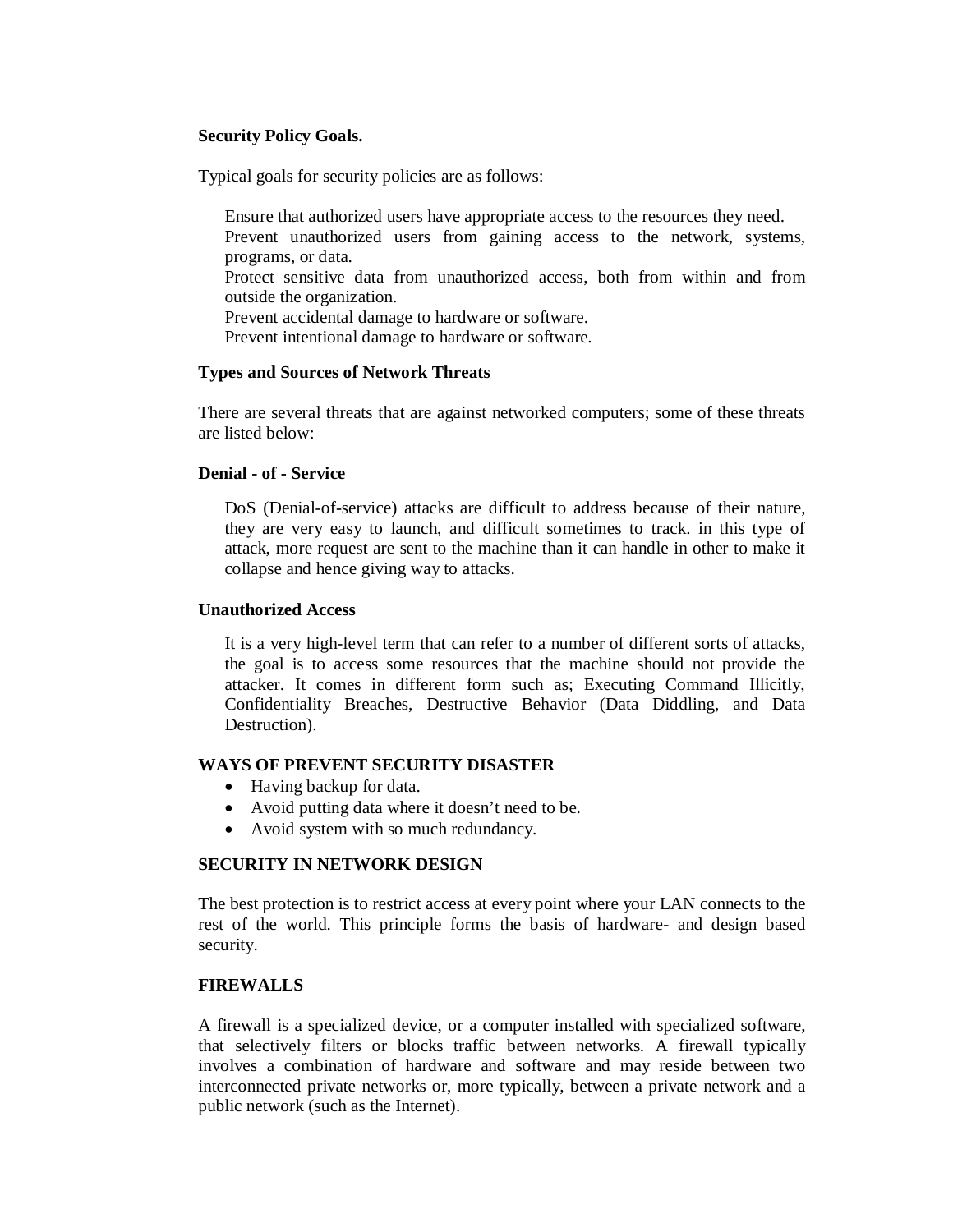**Security Policy Goals.**

Typical goals for security policies are as follows:

Ensure that authorized users have appropriate access to the resources they need.
Prevent unauthorized users from gaining access to the network, systems, programs, or data.
Protect sensitive data from unauthorized access, both from within and from outside the organization.
Prevent accidental damage to hardware or software.
Prevent intentional damage to hardware or software.

**Types and Sources of Network Threats**

There are several threats that are against networked computers; some of these threats are listed below:

**Denial - of - Service**

DoS (Denial-of-service) attacks are difficult to address because of their nature, they are very easy to launch, and difficult sometimes to track. in this type of attack, more request are sent to the machine than it can handle in other to make it collapse and hence giving way to attacks.

**Unauthorized Access**

It is a very high-level term that can refer to a number of different sorts of attacks, the goal is to access some resources that the machine should not provide the attacker. It comes in different form such as; Executing Command Illicitly, Confidentiality Breaches, Destructive Behavior (Data Diddling, and Data Destruction).

**WAYS OF PREVENT SECURITY DISASTER**

- Having backup for data.
- Avoid putting data where it doesn't need to be.
- Avoid system with so much redundancy.

**SECURITY IN NETWORK DESIGN**

The best protection is to restrict access at every point where your LAN connects to the rest of the world. This principle forms the basis of hardware- and design based security.

**FIREWALLS**

A firewall is a specialized device, or a computer installed with specialized software, that selectively filters or blocks traffic between networks. A firewall typically involves a combination of hardware and software and may reside between two interconnected private networks or, more typically, between a private network and a public network (such as the Internet).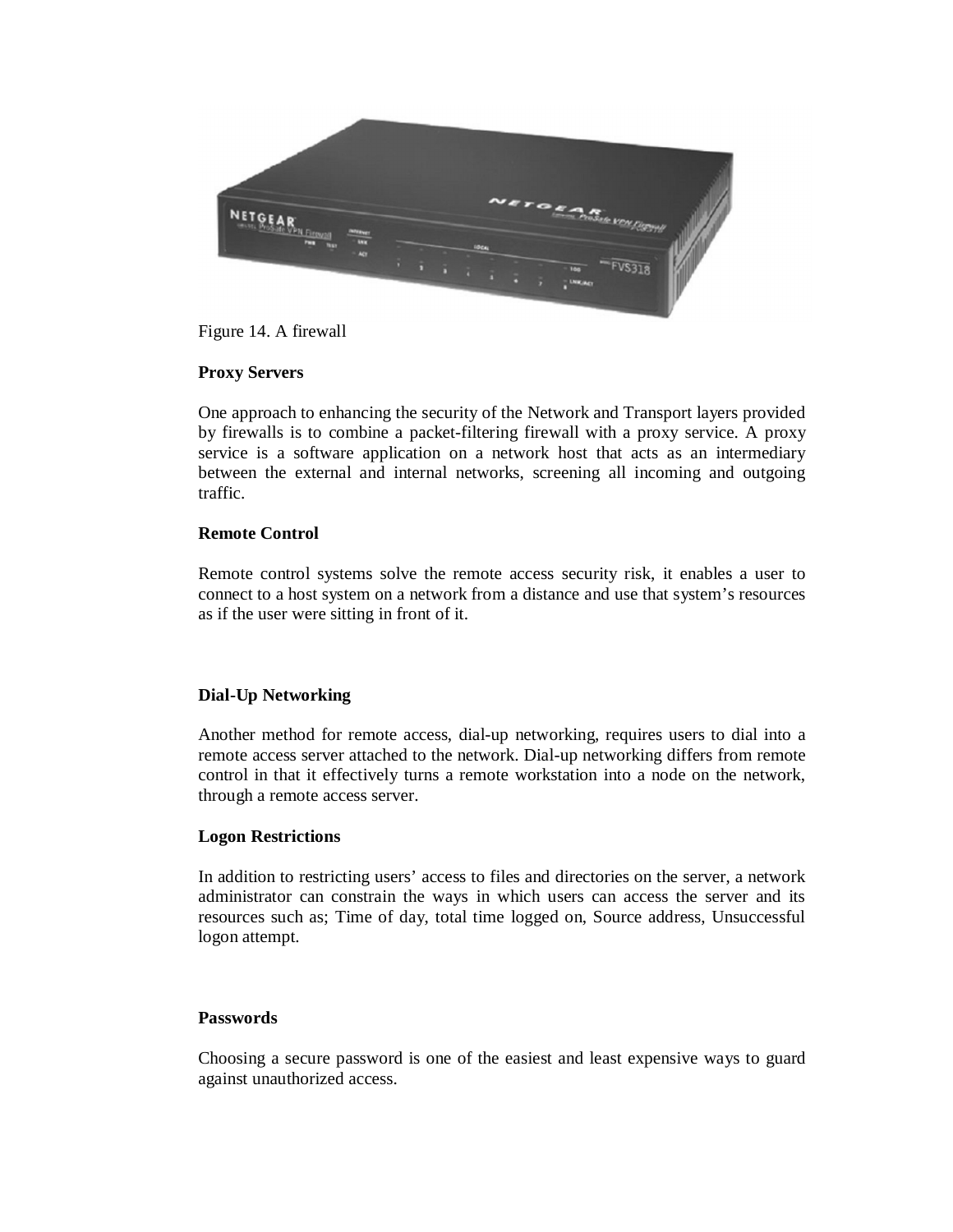Figure 14. A firewall

**Proxy Servers**

One approach to enhancing the security of the Network and Transport layers provided by firewalls is to combine a packet-filtering firewall with a proxy service. A proxy service is a software application on a network host that acts as an intermediary between the external and internal networks, screening all incoming and outgoing traffic.

**Remote Control**

Remote control systems solve the remote access security risk, it enables a user to connect to a host system on a network from a distance and use that system's resources as if the user were sitting in front of it.

**Dial-Up Networking**

Another method for remote access, dial-up networking, requires users to dial into a remote access server attached to the network. Dial-up networking differs from remote control in that it effectively turns a remote workstation into a node on the network, through a remote access server.

**Logon Restrictions**

In addition to restricting users' access to files and directories on the server, a network administrator can constrain the ways in which users can access the server and its resources such as; Time of day, total time logged on, Source address, Unsuccessful logon attempt.

**Passwords**

Choosing a secure password is one of the easiest and least expensive ways to guard against unauthorized access.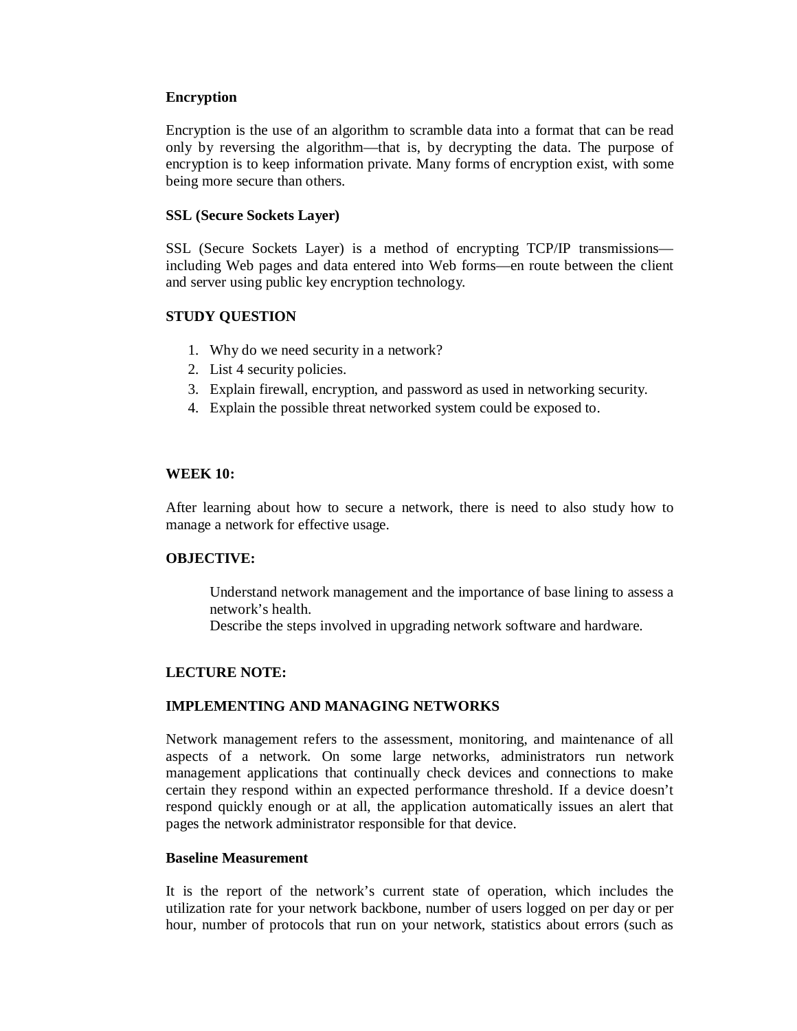**Encryption**

Encryption is the use of an algorithm to scramble data into a format that can be read only by reversing the algorithm—that is, by decrypting the data. The purpose of encryption is to keep information private. Many forms of encryption exist, with some being more secure than others.

**SSL (Secure Sockets Layer)**

SSL (Secure Sockets Layer) is a method of encrypting TCP/IP transmissions—including Web pages and data entered into Web forms—en route between the client and server using public key encryption technology.

**STUDY QUESTION**

1. Why do we need security in a network?
2. List 4 security policies.
3. Explain firewall, encryption, and password as used in networking security.
4. Explain the possible threat networked system could be exposed to.

**WEEK 10:**

After learning about how to secure a network, there is need to also study how to manage a network for effective usage.

**OBJECTIVE:**

Understand network management and the importance of base lining to assess a network's health.
Describe the steps involved in upgrading network software and hardware.

**LECTURE NOTE:**

**IMPLEMENTING AND MANAGING NETWORKS**

Network management refers to the assessment, monitoring, and maintenance of all aspects of a network. On some large networks, administrators run network management applications that continually check devices and connections to make certain they respond within an expected performance threshold. If a device doesn't respond quickly enough or at all, the application automatically issues an alert that pages the network administrator responsible for that device.

**Baseline Measurement**

It is the report of the network's current state of operation, which includes the utilization rate for your network backbone, number of users logged on per day or per hour, number of protocols that run on your network, statistics about errors (such as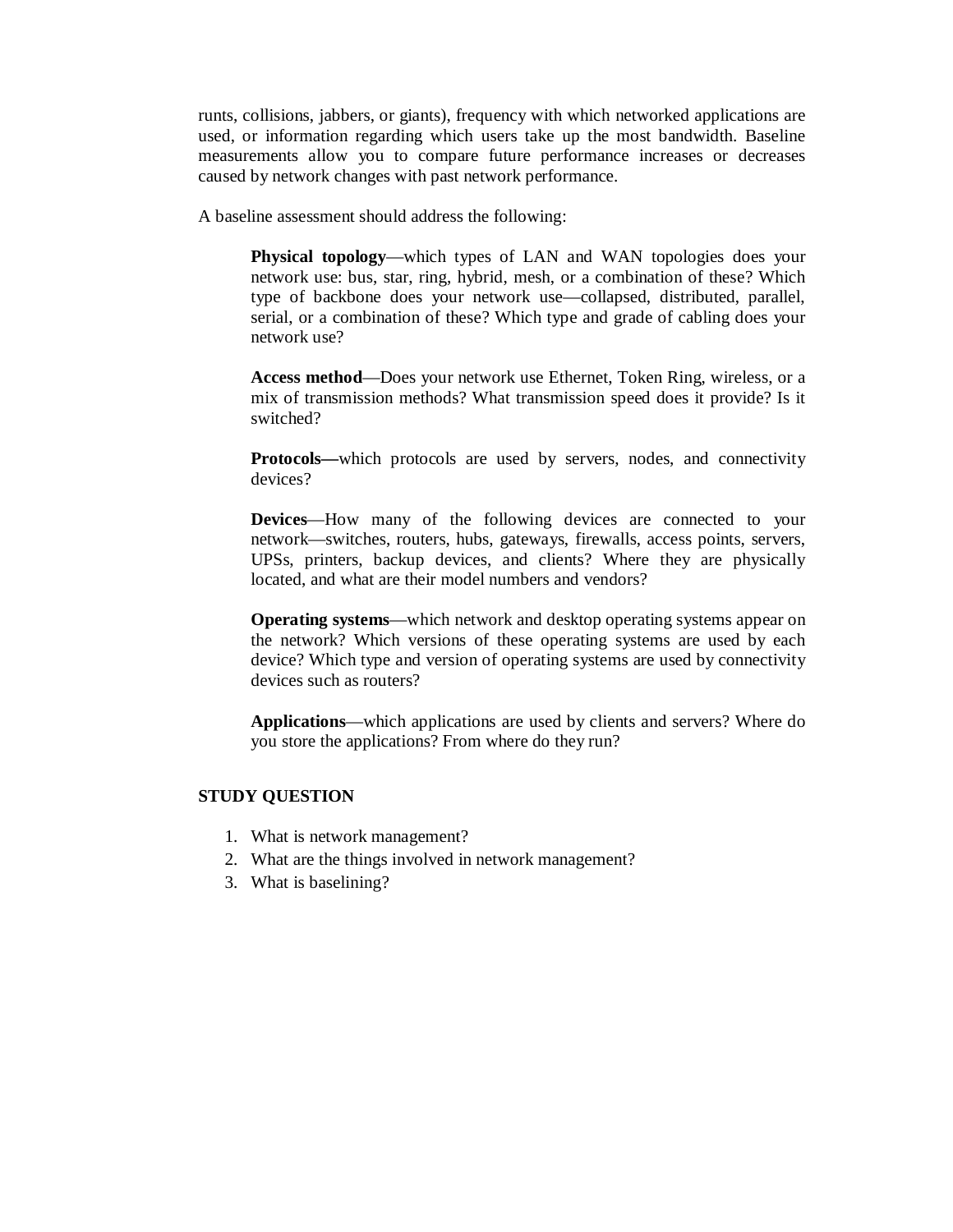runts, collisions, jabbers, or giants), frequency with which networked applications are used, or information regarding which users take up the most bandwidth. Baseline measurements allow you to compare future performance increases or decreases caused by network changes with past network performance.

A baseline assessment should address the following:

> **Physical topology**—which types of LAN and WAN topologies does your network use: bus, star, ring, hybrid, mesh, or a combination of these? Which type of backbone does your network use—collapsed, distributed, parallel, serial, or a combination of these? Which type and grade of cabling does your network use?
>
> **Access method**—Does your network use Ethernet, Token Ring, wireless, or a mix of transmission methods? What transmission speed does it provide? Is it switched?
>
> **Protocols—**which protocols are used by servers, nodes, and connectivity devices?
>
> **Devices**—How many of the following devices are connected to your network—switches, routers, hubs, gateways, firewalls, access points, servers, UPSs, printers, backup devices, and clients? Where they are physically located, and what are their model numbers and vendors?
>
> **Operating systems**—which network and desktop operating systems appear on the network? Which versions of these operating systems are used by each device? Which type and version of operating systems are used by connectivity devices such as routers?
>
> **Applications**—which applications are used by clients and servers? Where do you store the applications? From where do they run?

**STUDY QUESTION**

1. What is network management?
2. What are the things involved in network management?
3. What is baselining?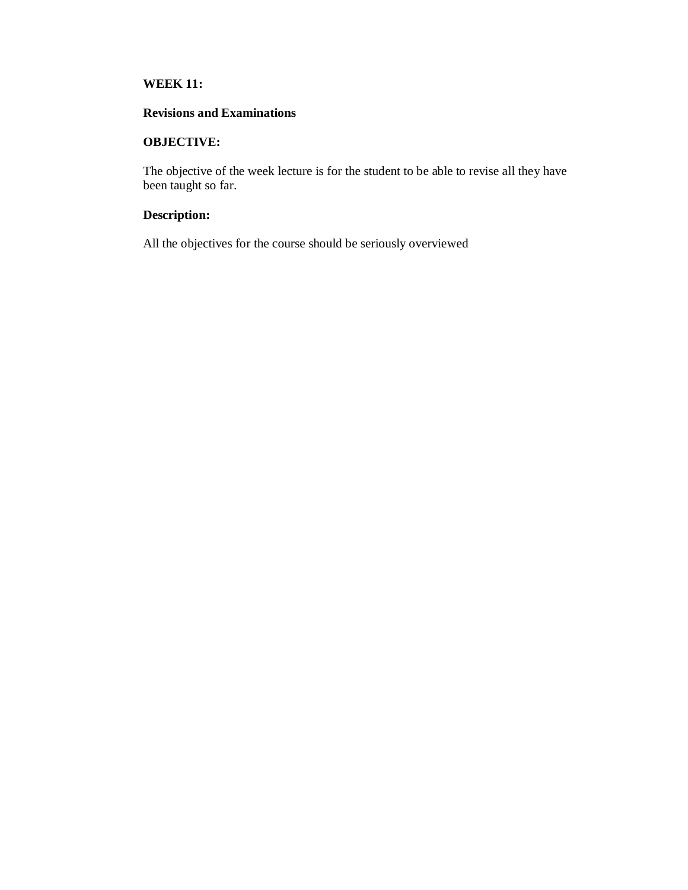**WEEK 11:**

**Revisions and Examinations**

**OBJECTIVE:**

The objective of the week lecture is for the student to be able to revise all they have been taught so far.

**Description:**

All the objectives for the course should be seriously overviewed